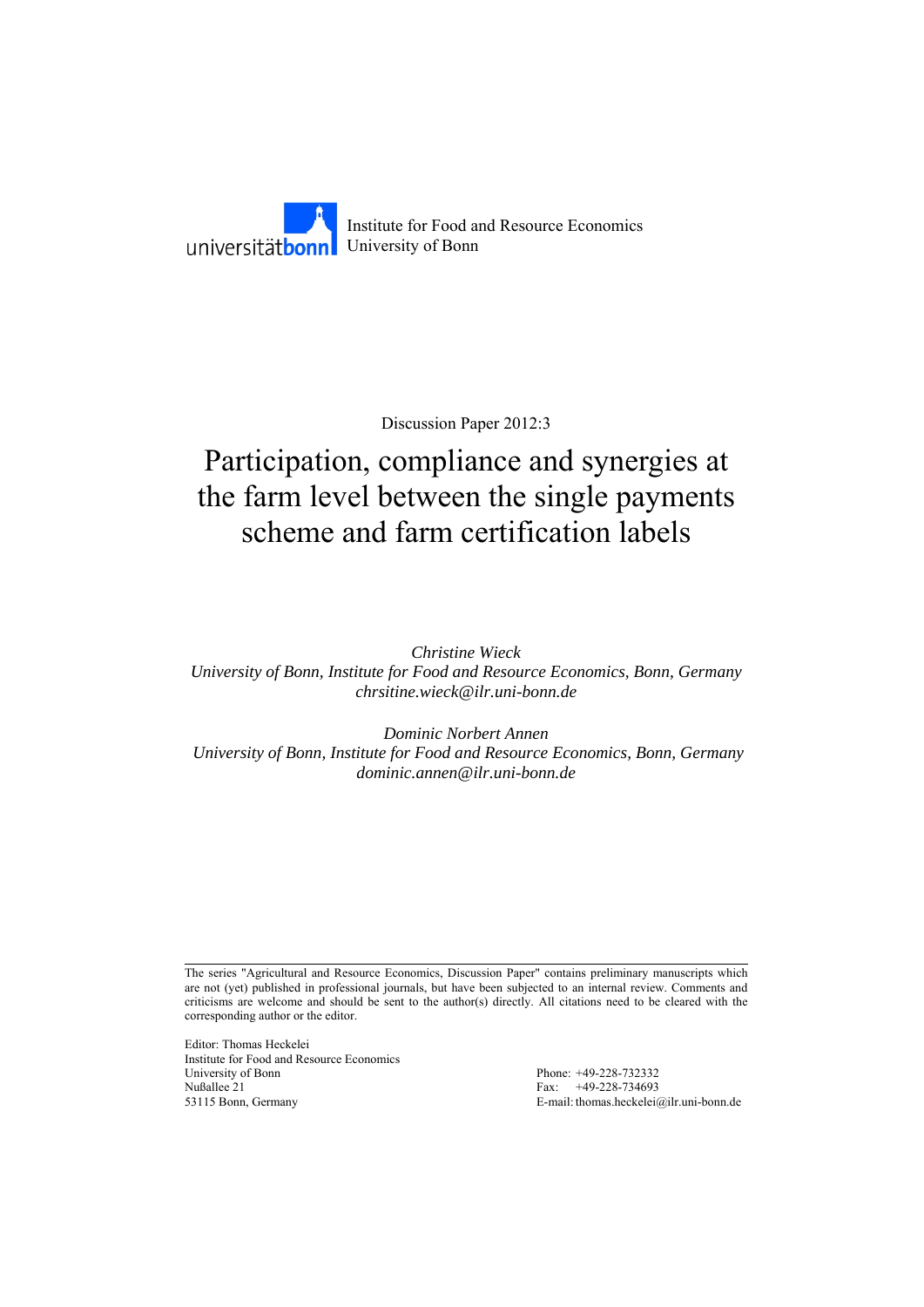universitätbonn Institute for Food and Resource Economics
University of Bonn

Discussion Paper 2012:3

# Participation, compliance and synergies at the farm level between the single payments scheme and farm certification labels

*Christine Wieck*
*University of Bonn, Institute for Food and Resource Economics, Bonn, Germany*
*chrsitine.wieck@ilr.uni-bonn.de*

*Dominic Norbert Annen*
*University of Bonn, Institute for Food and Resource Economics, Bonn, Germany*
*dominic.annen@ilr.uni-bonn.de*

---

The series "Agricultural and Resource Economics, Discussion Paper" contains preliminary manuscripts which are not (yet) published in professional journals, but have been subjected to an internal review. Comments and criticisms are welcome and should be sent to the author(s) directly. All citations need to be cleared with the corresponding author or the editor.

Editor: Thomas Heckelei
Institute for Food and Resource Economics
University of Bonn
Nußallee 21
53115 Bonn, Germany

Phone: +49-228-732332
Fax: +49-228-734693
E-mail: thomas.heckelei@ilr.uni-bonn.de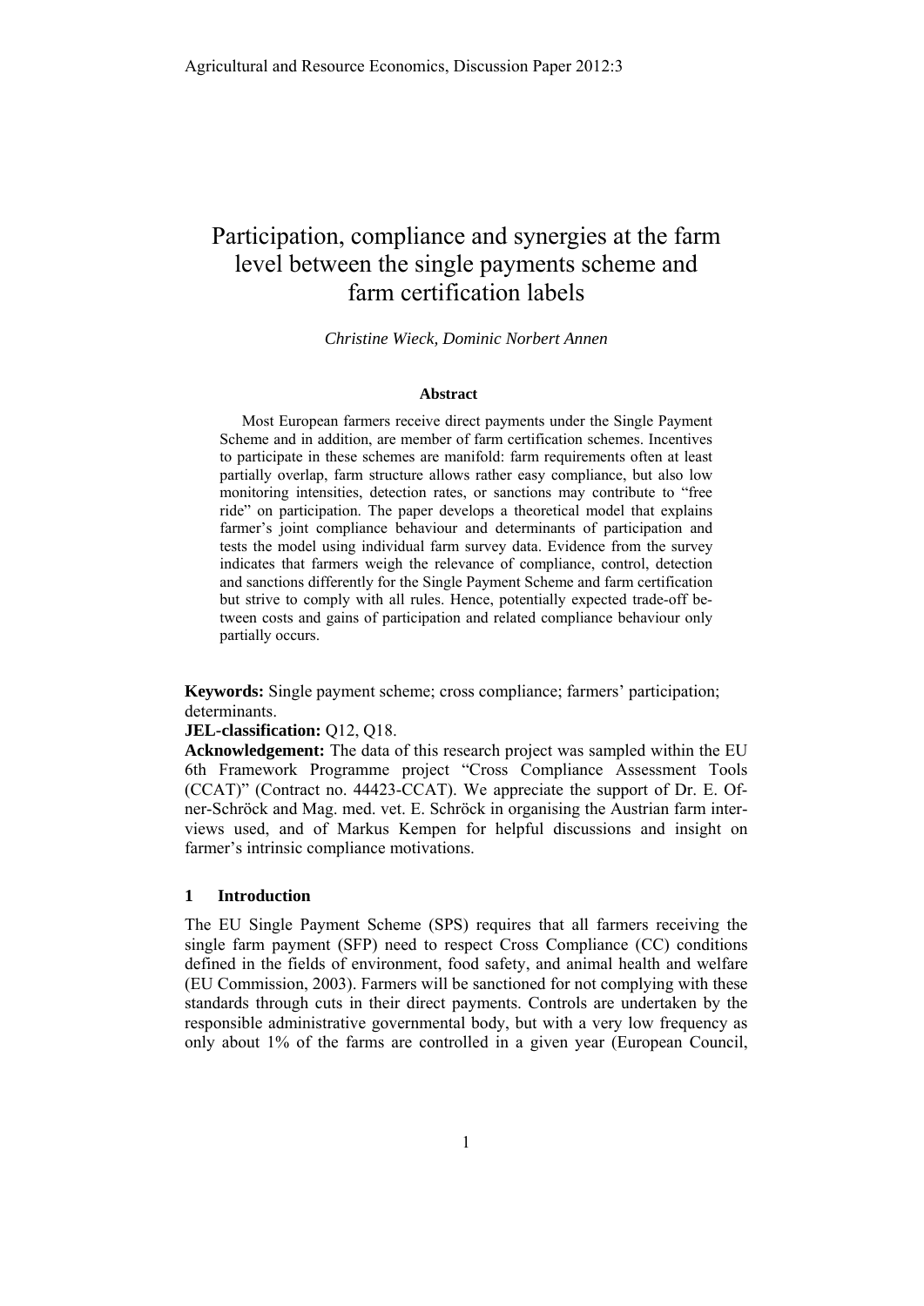# Participation, compliance and synergies at the farm level between the single payments scheme and farm certification labels

*Christine Wieck, Dominic Norbert Annen*

### Abstract

Most European farmers receive direct payments under the Single Payment Scheme and in addition, are member of farm certification schemes. Incentives to participate in these schemes are manifold: farm requirements often at least partially overlap, farm structure allows rather easy compliance, but also low monitoring intensities, detection rates, or sanctions may contribute to "free ride" on participation. The paper develops a theoretical model that explains farmer's joint compliance behaviour and determinants of participation and tests the model using individual farm survey data. Evidence from the survey indicates that farmers weigh the relevance of compliance, control, detection and sanctions differently for the Single Payment Scheme and farm certification but strive to comply with all rules. Hence, potentially expected trade-off between costs and gains of participation and related compliance behaviour only partially occurs.

**Keywords:** Single payment scheme; cross compliance; farmers' participation; determinants.

**JEL-classification:** Q12, Q18.

**Acknowledgement:** The data of this research project was sampled within the EU 6th Framework Programme project "Cross Compliance Assessment Tools (CCAT)" (Contract no. 44423-CCAT). We appreciate the support of Dr. E. Ofner-Schröck and Mag. med. vet. E. Schröck in organising the Austrian farm interviews used, and of Markus Kempen for helpful discussions and insight on farmer's intrinsic compliance motivations.

## 1 Introduction

The EU Single Payment Scheme (SPS) requires that all farmers receiving the single farm payment (SFP) need to respect Cross Compliance (CC) conditions defined in the fields of environment, food safety, and animal health and welfare (EU Commission, 2003). Farmers will be sanctioned for not complying with these standards through cuts in their direct payments. Controls are undertaken by the responsible administrative governmental body, but with a very low frequency as only about 1% of the farms are controlled in a given year (European Council,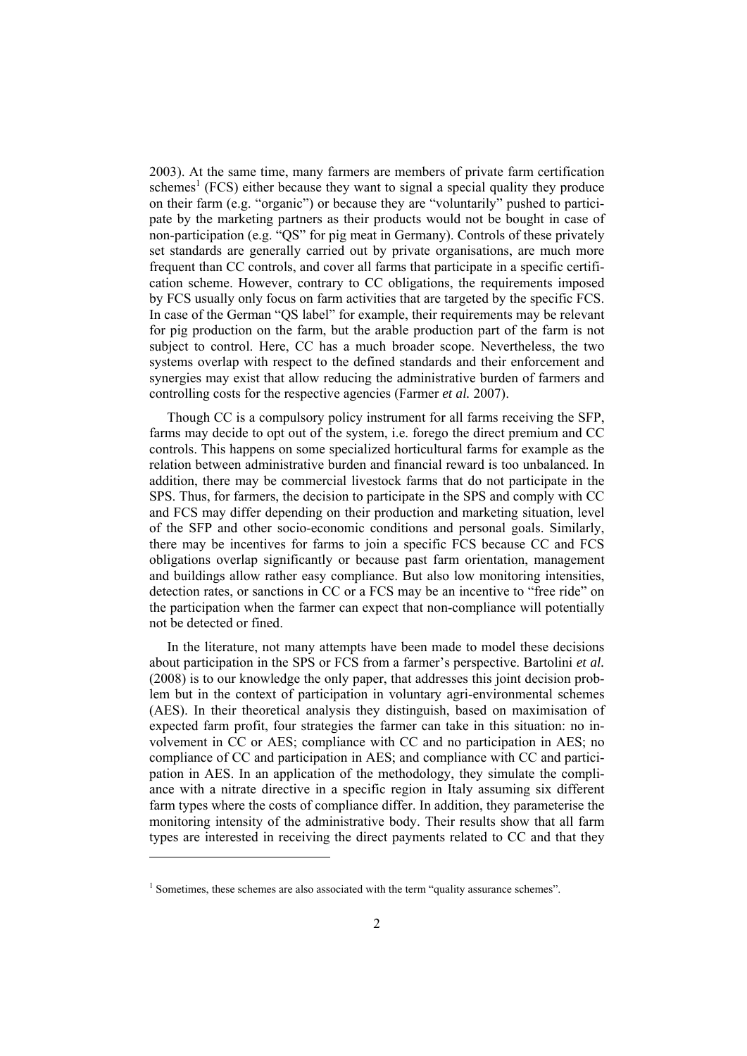2003). At the same time, many farmers are members of private farm certification schemes[1] (FCS) either because they want to signal a special quality they produce on their farm (e.g. "organic") or because they are "voluntarily" pushed to participate by the marketing partners as their products would not be bought in case of non-participation (e.g. "QS" for pig meat in Germany). Controls of these privately set standards are generally carried out by private organisations, are much more frequent than CC controls, and cover all farms that participate in a specific certification scheme. However, contrary to CC obligations, the requirements imposed by FCS usually only focus on farm activities that are targeted by the specific FCS. In case of the German "QS label" for example, their requirements may be relevant for pig production on the farm, but the arable production part of the farm is not subject to control. Here, CC has a much broader scope. Nevertheless, the two systems overlap with respect to the defined standards and their enforcement and synergies may exist that allow reducing the administrative burden of farmers and controlling costs for the respective agencies (Farmer *et al.* 2007).

Though CC is a compulsory policy instrument for all farms receiving the SFP, farms may decide to opt out of the system, i.e. forego the direct premium and CC controls. This happens on some specialized horticultural farms for example as the relation between administrative burden and financial reward is too unbalanced. In addition, there may be commercial livestock farms that do not participate in the SPS. Thus, for farmers, the decision to participate in the SPS and comply with CC and FCS may differ depending on their production and marketing situation, level of the SFP and other socio-economic conditions and personal goals. Similarly, there may be incentives for farms to join a specific FCS because CC and FCS obligations overlap significantly or because past farm orientation, management and buildings allow rather easy compliance. But also low monitoring intensities, detection rates, or sanctions in CC or a FCS may be an incentive to "free ride" on the participation when the farmer can expect that non-compliance will potentially not be detected or fined.

In the literature, not many attempts have been made to model these decisions about participation in the SPS or FCS from a farmer's perspective. Bartolini *et al.* (2008) is to our knowledge the only paper, that addresses this joint decision problem but in the context of participation in voluntary agri-environmental schemes (AES). In their theoretical analysis they distinguish, based on maximisation of expected farm profit, four strategies the farmer can take in this situation: no involvement in CC or AES; compliance with CC and no participation in AES; no compliance of CC and participation in AES; and compliance with CC and participation in AES. In an application of the methodology, they simulate the compliance with a nitrate directive in a specific region in Italy assuming six different farm types where the costs of compliance differ. In addition, they parameterise the monitoring intensity of the administrative body. Their results show that all farm types are interested in receiving the direct payments related to CC and that they

[1] Sometimes, these schemes are also associated with the term "quality assurance schemes".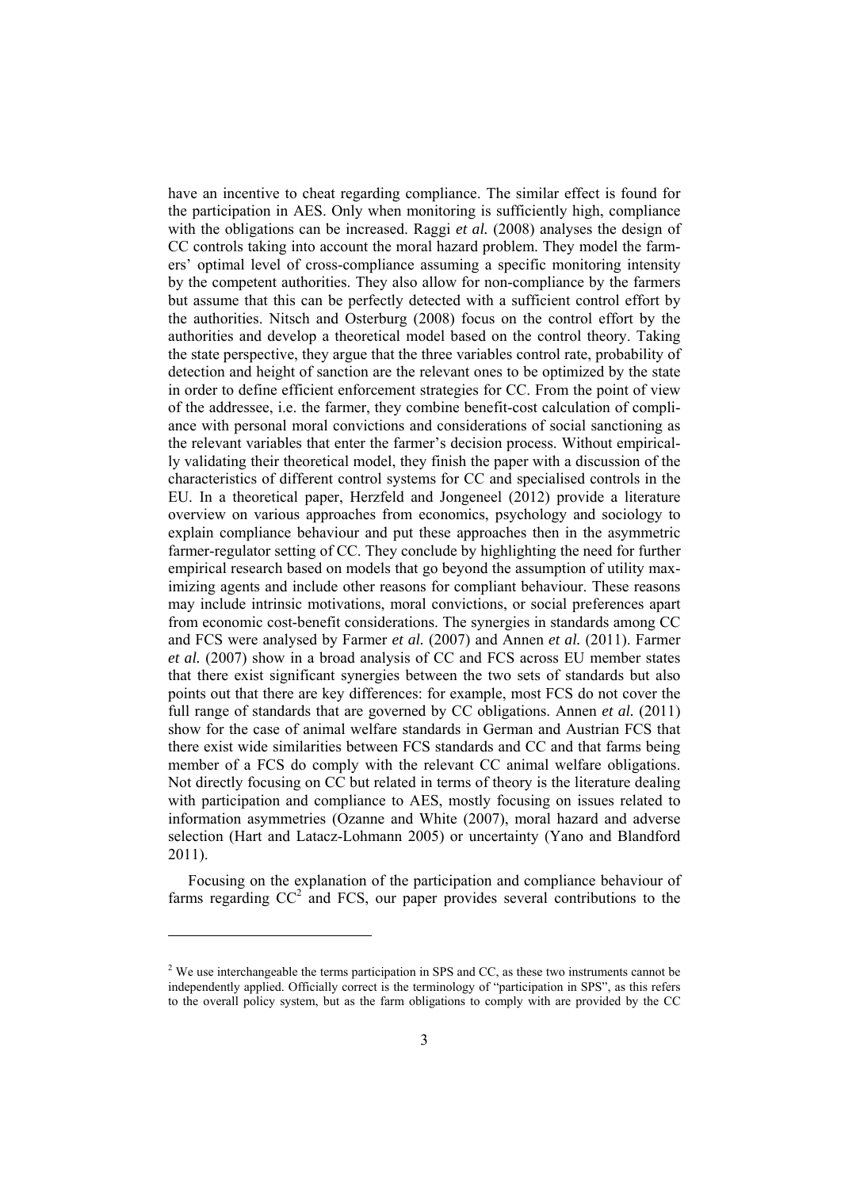have an incentive to cheat regarding compliance. The similar effect is found for the participation in AES. Only when monitoring is sufficiently high, compliance with the obligations can be increased. Raggi *et al.* (2008) analyses the design of CC controls taking into account the moral hazard problem. They model the farmers' optimal level of cross-compliance assuming a specific monitoring intensity by the competent authorities. They also allow for non-compliance by the farmers but assume that this can be perfectly detected with a sufficient control effort by the authorities. Nitsch and Osterburg (2008) focus on the control effort by the authorities and develop a theoretical model based on the control theory. Taking the state perspective, they argue that the three variables control rate, probability of detection and height of sanction are the relevant ones to be optimized by the state in order to define efficient enforcement strategies for CC. From the point of view of the addressee, i.e. the farmer, they combine benefit-cost calculation of compliance with personal moral convictions and considerations of social sanctioning as the relevant variables that enter the farmer's decision process. Without empirically validating their theoretical model, they finish the paper with a discussion of the characteristics of different control systems for CC and specialised controls in the EU. In a theoretical paper, Herzfeld and Jongeneel (2012) provide a literature overview on various approaches from economics, psychology and sociology to explain compliance behaviour and put these approaches then in the asymmetric farmer-regulator setting of CC. They conclude by highlighting the need for further empirical research based on models that go beyond the assumption of utility maximizing agents and include other reasons for compliant behaviour. These reasons may include intrinsic motivations, moral convictions, or social preferences apart from economic cost-benefit considerations. The synergies in standards among CC and FCS were analysed by Farmer *et al.* (2007) and Annen *et al.* (2011). Farmer *et al.* (2007) show in a broad analysis of CC and FCS across EU member states that there exist significant synergies between the two sets of standards but also points out that there are key differences: for example, most FCS do not cover the full range of standards that are governed by CC obligations. Annen *et al.* (2011) show for the case of animal welfare standards in German and Austrian FCS that there exist wide similarities between FCS standards and CC and that farms being member of a FCS do comply with the relevant CC animal welfare obligations. Not directly focusing on CC but related in terms of theory is the literature dealing with participation and compliance to AES, mostly focusing on issues related to information asymmetries (Ozanne and White (2007), moral hazard and adverse selection (Hart and Latacz-Lohmann 2005) or uncertainty (Yano and Blandford 2011).

Focusing on the explanation of the participation and compliance behaviour of farms regarding CC[2] and FCS, our paper provides several contributions to the

---

[2] We use interchangeable the terms participation in SPS and CC, as these two instruments cannot be independently applied. Officially correct is the terminology of "participation in SPS", as this refers to the overall policy system, but as the farm obligations to comply with are provided by the CC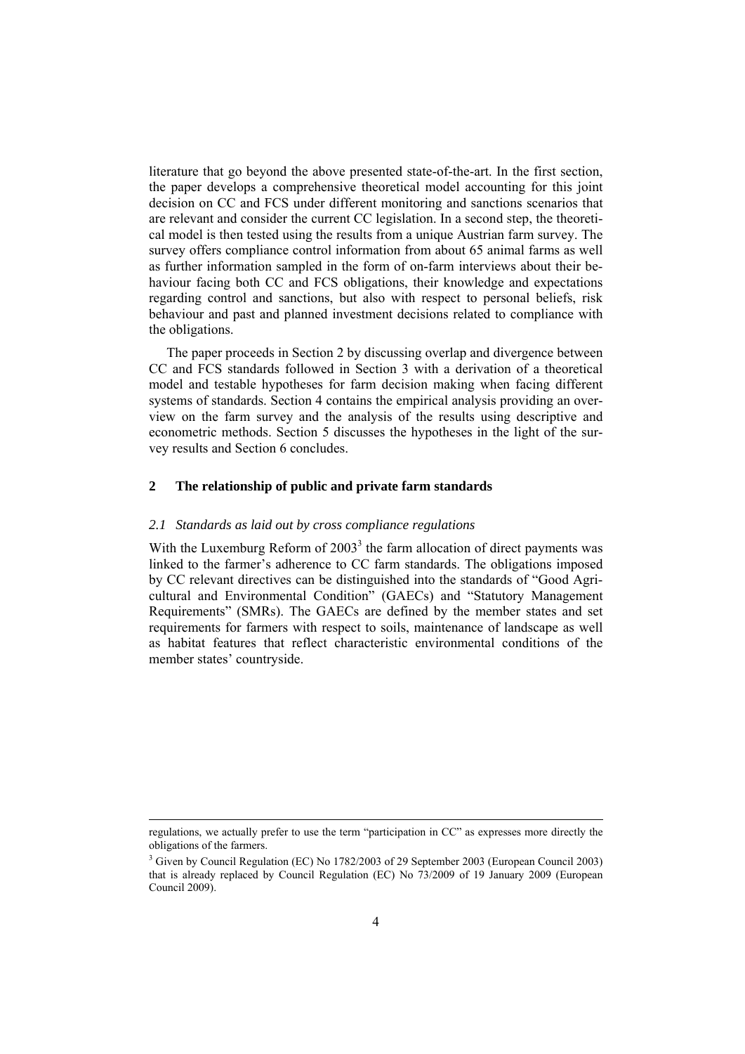literature that go beyond the above presented state-of-the-art. In the first section, the paper develops a comprehensive theoretical model accounting for this joint decision on CC and FCS under different monitoring and sanctions scenarios that are relevant and consider the current CC legislation. In a second step, the theoretical model is then tested using the results from a unique Austrian farm survey. The survey offers compliance control information from about 65 animal farms as well as further information sampled in the form of on-farm interviews about their behaviour facing both CC and FCS obligations, their knowledge and expectations regarding control and sanctions, but also with respect to personal beliefs, risk behaviour and past and planned investment decisions related to compliance with the obligations.

The paper proceeds in Section 2 by discussing overlap and divergence between CC and FCS standards followed in Section 3 with a derivation of a theoretical model and testable hypotheses for farm decision making when facing different systems of standards. Section 4 contains the empirical analysis providing an overview on the farm survey and the analysis of the results using descriptive and econometric methods. Section 5 discusses the hypotheses in the light of the survey results and Section 6 concludes.

## 2 The relationship of public and private farm standards

### *2.1 Standards as laid out by cross compliance regulations*

With the Luxemburg Reform of 2003[3] the farm allocation of direct payments was linked to the farmer's adherence to CC farm standards. The obligations imposed by CC relevant directives can be distinguished into the standards of "Good Agricultural and Environmental Condition" (GAECs) and "Statutory Management Requirements" (SMRs). The GAECs are defined by the member states and set requirements for farmers with respect to soils, maintenance of landscape as well as habitat features that reflect characteristic environmental conditions of the member states' countryside.

---

regulations, we actually prefer to use the term "participation in CC" as expresses more directly the obligations of the farmers.

[3] Given by Council Regulation (EC) No 1782/2003 of 29 September 2003 (European Council 2003) that is already replaced by Council Regulation (EC) No 73/2009 of 19 January 2009 (European Council 2009).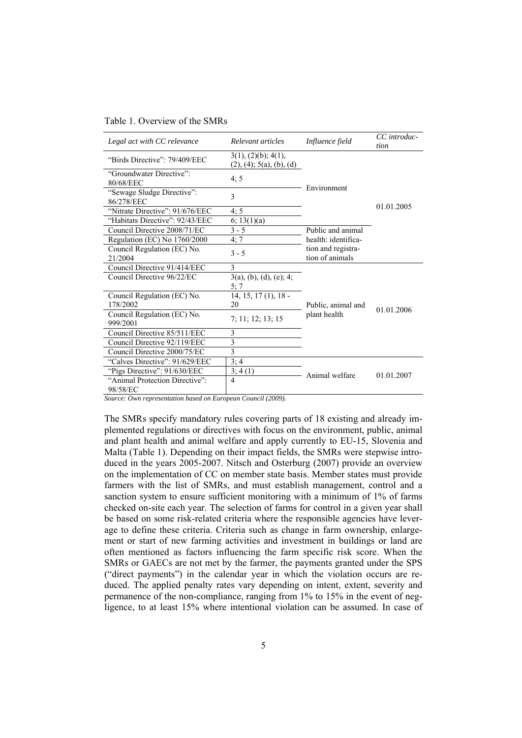Table 1. Overview of the SMRs

| *Legal act with CC relevance* | *Relevant articles* | *Influence field* | *CC introduction* |
|---|---|---|---|
| "Birds Directive": 79/409/EEC | 3(1), (2)(b); 4(1), (2), (4); 5(a), (b), (d) | Environment | 01.01.2005 |
| "Groundwater Directive": 80/68/EEC | 4; 5 | | |
| "Sewage Sludge Directive": 86/278/EEC | 3 | | |
| "Nitrate Directive": 91/676/EEC | 4; 5 | | |
| "Habitats Directive": 92/43/EEC | 6; 13(1)(a) | | |
| Council Directive 2008/71/EC | 3 - 5 | Public and animal health: identification and registration of animals | |
| Regulation (EC) No 1760/2000 | 4; 7 | | |
| Council Regulation (EC) No. 21/2004 | 3 - 5 | | |
| Council Directive 91/414/EEC | 3 | Public, animal and plant health | 01.01.2006 |
| Council Directive 96/22/EC | 3(a), (b), (d), (e); 4; 5; 7 | | |
| Council Regulation (EC) No. 178/2002 | 14, 15, 17 (1), 18 - 20 | | |
| Council Regulation (EC) No. 999/2001 | 7; 11; 12; 13; 15 | | |
| Council Directive 85/511/EEC | 3 | | |
| Council Directive 92/119/EEC | 3 | | |
| Council Directive 2000/75/EC | 3 | | |
| "Calves Directive": 91/629/EEC | 3; 4 | Animal welfare | 01.01.2007 |
| "Pigs Directive": 91/630/EEC | 3; 4 (1) | | |
| "Animal Protection Directive": 98/58/EC | 4 | | |

*Source: Own representation based on European Council (2009).*

The SMRs specify mandatory rules covering parts of 18 existing and already implemented regulations or directives with focus on the environment, public, animal and plant health and animal welfare and apply currently to EU-15, Slovenia and Malta (Table 1). Depending on their impact fields, the SMRs were stepwise introduced in the years 2005-2007. Nitsch and Osterburg (2007) provide an overview on the implementation of CC on member state basis. Member states must provide farmers with the list of SMRs, and must establish management, control and a sanction system to ensure sufficient monitoring with a minimum of 1% of farms checked on-site each year. The selection of farms for control in a given year shall be based on some risk-related criteria where the responsible agencies have leverage to define these criteria. Criteria such as change in farm ownership, enlargement or start of new farming activities and investment in buildings or land are often mentioned as factors influencing the farm specific risk score. When the SMRs or GAECs are not met by the farmer, the payments granted under the SPS ("direct payments") in the calendar year in which the violation occurs are reduced. The applied penalty rates vary depending on intent, extent, severity and permanence of the non-compliance, ranging from 1% to 15% in the event of negligence, to at least 15% where intentional violation can be assumed. In case of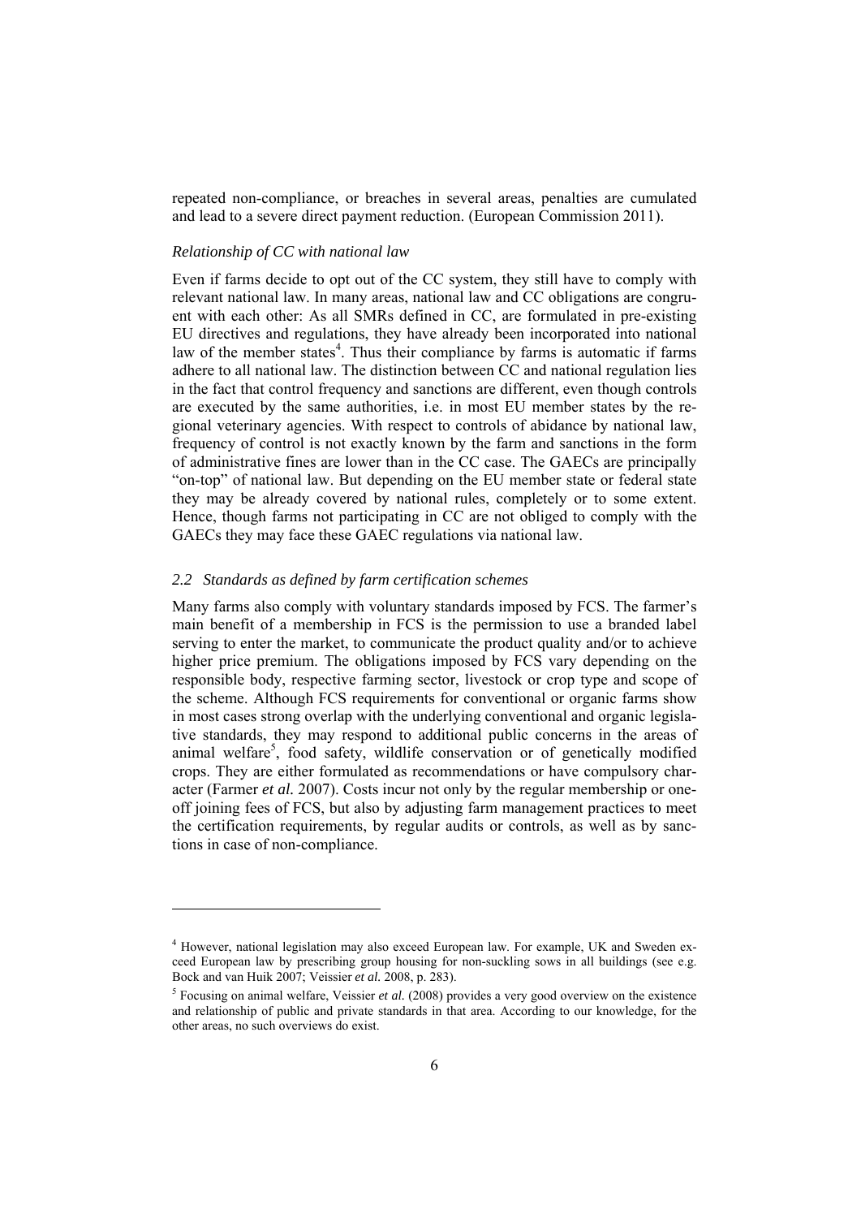repeated non-compliance, or breaches in several areas, penalties are cumulated and lead to a severe direct payment reduction. (European Commission 2011).

*Relationship of CC with national law*

Even if farms decide to opt out of the CC system, they still have to comply with relevant national law. In many areas, national law and CC obligations are congruent with each other: As all SMRs defined in CC, are formulated in pre-existing EU directives and regulations, they have already been incorporated into national law of the member states[4]. Thus their compliance by farms is automatic if farms adhere to all national law. The distinction between CC and national regulation lies in the fact that control frequency and sanctions are different, even though controls are executed by the same authorities, i.e. in most EU member states by the regional veterinary agencies. With respect to controls of abidance by national law, frequency of control is not exactly known by the farm and sanctions in the form of administrative fines are lower than in the CC case. The GAECs are principally "on-top" of national law. But depending on the EU member state or federal state they may be already covered by national rules, completely or to some extent. Hence, though farms not participating in CC are not obliged to comply with the GAECs they may face these GAEC regulations via national law.

### 2.2 *Standards as defined by farm certification schemes*

Many farms also comply with voluntary standards imposed by FCS. The farmer's main benefit of a membership in FCS is the permission to use a branded label serving to enter the market, to communicate the product quality and/or to achieve higher price premium. The obligations imposed by FCS vary depending on the responsible body, respective farming sector, livestock or crop type and scope of the scheme. Although FCS requirements for conventional or organic farms show in most cases strong overlap with the underlying conventional and organic legislative standards, they may respond to additional public concerns in the areas of animal welfare[5], food safety, wildlife conservation or of genetically modified crops. They are either formulated as recommendations or have compulsory character (Farmer *et al.* 2007). Costs incur not only by the regular membership or one-off joining fees of FCS, but also by adjusting farm management practices to meet the certification requirements, by regular audits or controls, as well as by sanctions in case of non-compliance.

---

[4] However, national legislation may also exceed European law. For example, UK and Sweden exceed European law by prescribing group housing for non-suckling sows in all buildings (see e.g. Bock and van Huik 2007; Veissier *et al.* 2008, p. 283).

[5] Focusing on animal welfare, Veissier *et al.* (2008) provides a very good overview on the existence and relationship of public and private standards in that area. According to our knowledge, for the other areas, no such overviews do exist.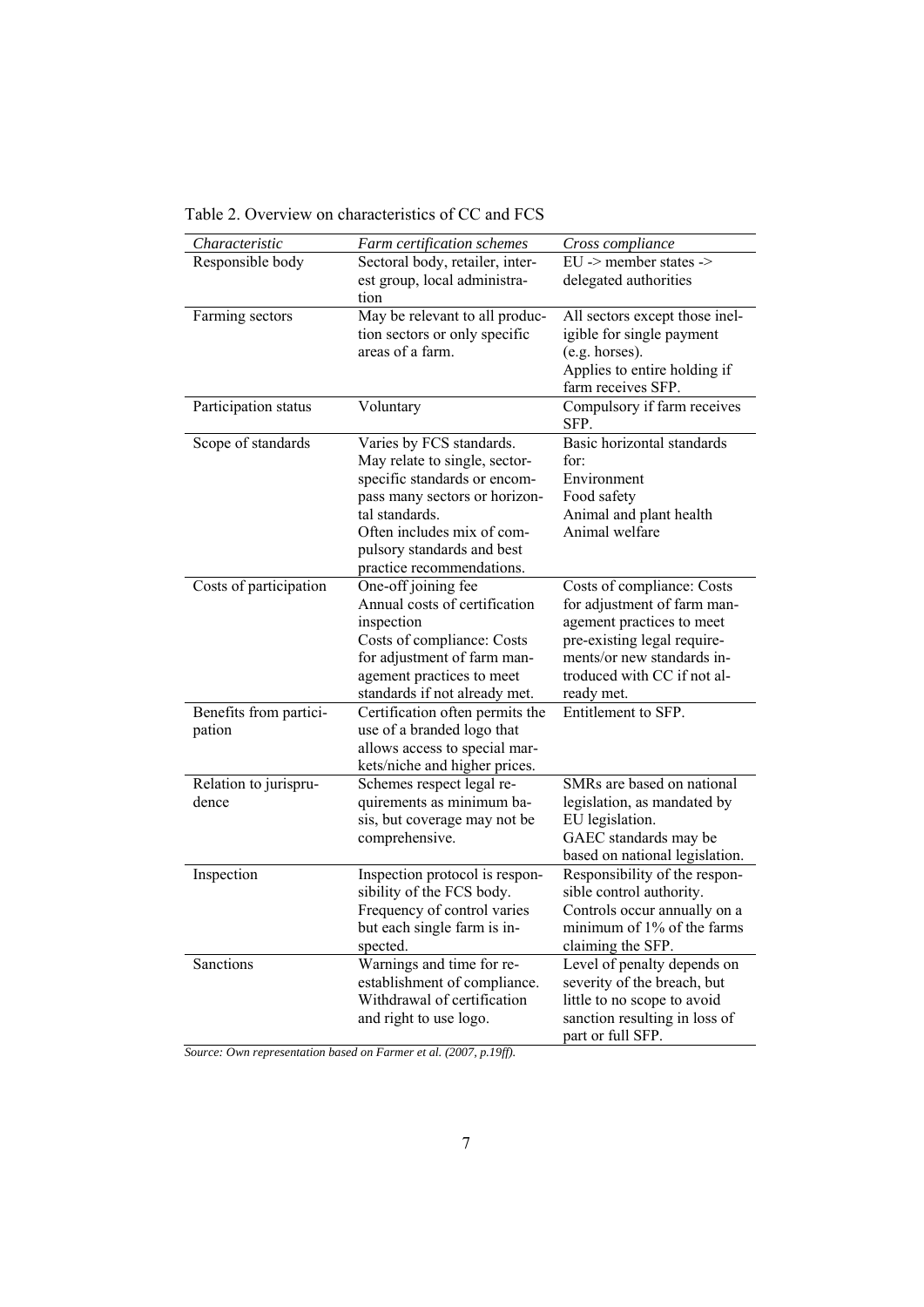Table 2. Overview on characteristics of CC and FCS

| *Characteristic* | *Farm certification schemes* | *Cross compliance* |
|---|---|---|
| Responsible body | Sectoral body, retailer, interest group, local administration | EU -> member states -> delegated authorities |
| Farming sectors | May be relevant to all production sectors or only specific areas of a farm. | All sectors except those ineligible for single payment (e.g. horses). Applies to entire holding if farm receives SFP. |
| Participation status | Voluntary | Compulsory if farm receives SFP. |
| Scope of standards | Varies by FCS standards. May relate to single, sector-specific standards or encompass many sectors or horizontal standards. Often includes mix of compulsory standards and best practice recommendations. | Basic horizontal standards for: Environment Food safety Animal and plant health Animal welfare |
| Costs of participation | One-off joining fee Annual costs of certification inspection Costs of compliance: Costs for adjustment of farm management practices to meet standards if not already met. | Costs of compliance: Costs for adjustment of farm management practices to meet pre-existing legal requirements/or new standards introduced with CC if not already met. |
| Benefits from participation | Certification often permits the use of a branded logo that allows access to special markets/niche and higher prices. | Entitlement to SFP. |
| Relation to jurisprudence | Schemes respect legal requirements as minimum basis, but coverage may not be comprehensive. | SMRs are based on national legislation, as mandated by EU legislation. GAEC standards may be based on national legislation. |
| Inspection | Inspection protocol is responsibility of the FCS body. Frequency of control varies but each single farm is inspected. | Responsibility of the responsible control authority. Controls occur annually on a minimum of 1% of the farms claiming the SFP. |
| Sanctions | Warnings and time for re-establishment of compliance. Withdrawal of certification and right to use logo. | Level of penalty depends on severity of the breach, but little to no scope to avoid sanction resulting in loss of part or full SFP. |

*Source: Own representation based on Farmer et al. (2007, p.19ff).*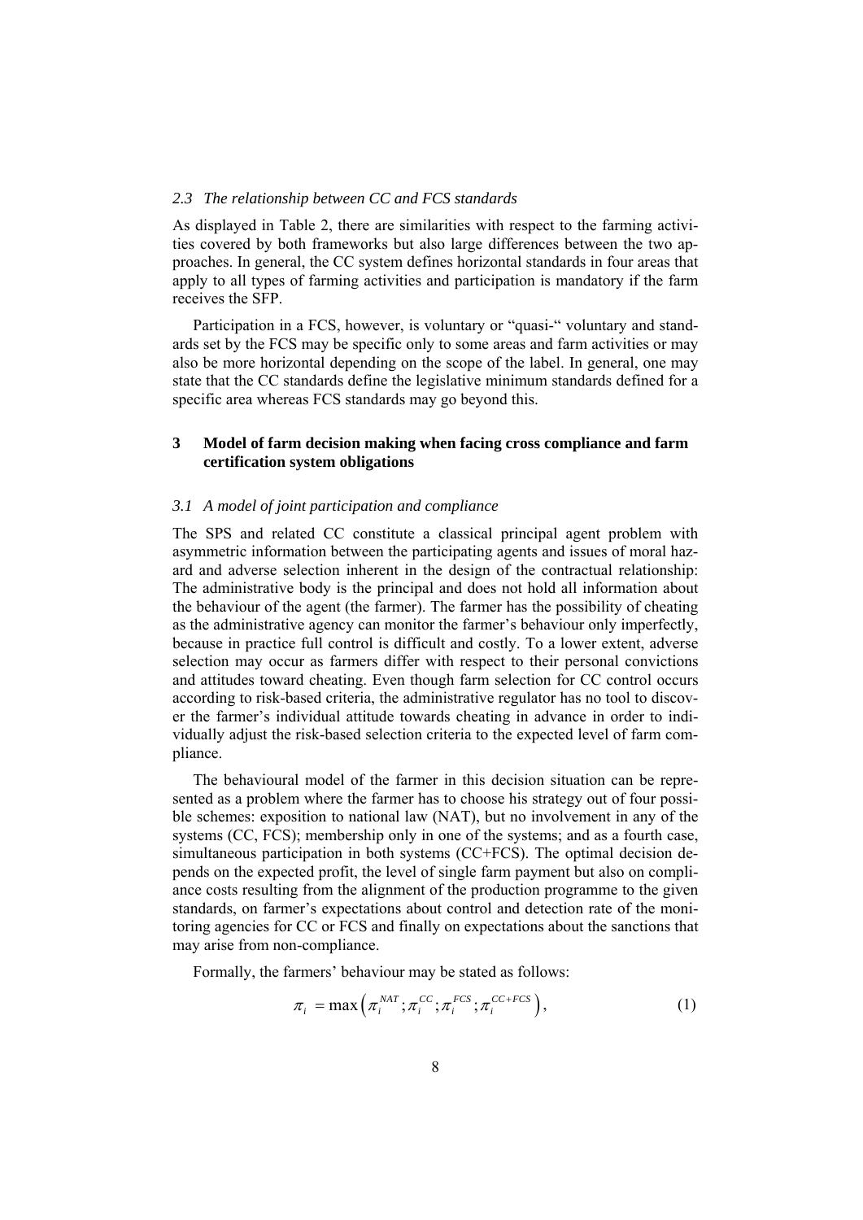### *2.3 The relationship between CC and FCS standards*

As displayed in Table 2, there are similarities with respect to the farming activities covered by both frameworks but also large differences between the two approaches. In general, the CC system defines horizontal standards in four areas that apply to all types of farming activities and participation is mandatory if the farm receives the SFP.

Participation in a FCS, however, is voluntary or "quasi-" voluntary and standards set by the FCS may be specific only to some areas and farm activities or may also be more horizontal depending on the scope of the label. In general, one may state that the CC standards define the legislative minimum standards defined for a specific area whereas FCS standards may go beyond this.

## 3 Model of farm decision making when facing cross compliance and farm certification system obligations

### *3.1 A model of joint participation and compliance*

The SPS and related CC constitute a classical principal agent problem with asymmetric information between the participating agents and issues of moral hazard and adverse selection inherent in the design of the contractual relationship: The administrative body is the principal and does not hold all information about the behaviour of the agent (the farmer). The farmer has the possibility of cheating as the administrative agency can monitor the farmer's behaviour only imperfectly, because in practice full control is difficult and costly. To a lower extent, adverse selection may occur as farmers differ with respect to their personal convictions and attitudes toward cheating. Even though farm selection for CC control occurs according to risk-based criteria, the administrative regulator has no tool to discover the farmer's individual attitude towards cheating in advance in order to individually adjust the risk-based selection criteria to the expected level of farm compliance.

The behavioural model of the farmer in this decision situation can be represented as a problem where the farmer has to choose his strategy out of four possible schemes: exposition to national law (NAT), but no involvement in any of the systems (CC, FCS); membership only in one of the systems; and as a fourth case, simultaneous participation in both systems (CC+FCS). The optimal decision depends on the expected profit, the level of single farm payment but also on compliance costs resulting from the alignment of the production programme to the given standards, on farmer's expectations about control and detection rate of the monitoring agencies for CC or FCS and finally on expectations about the sanctions that may arise from non-compliance.

Formally, the farmers' behaviour may be stated as follows:

$$\pi_i = \max\left(\pi_i^{NAT}; \pi_i^{CC}; \pi_i^{FCS}; \pi_i^{CC+FCS}\right), \tag{1}$$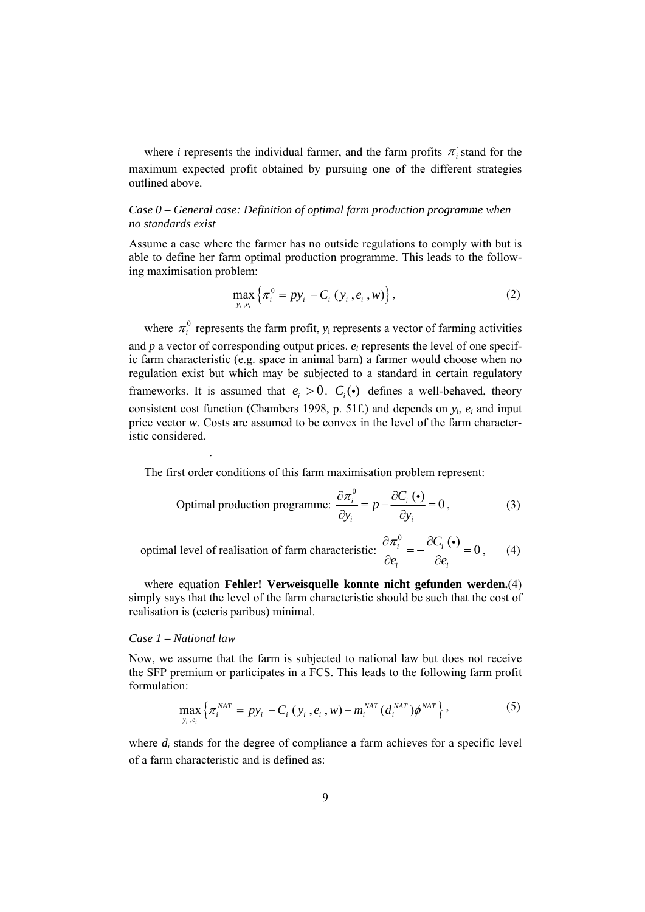where $i$ represents the individual farmer, and the farm profits $\pi_i^{\cdot}$ stand for the maximum expected profit obtained by pursuing one of the different strategies outlined above.

*Case 0 – General case: Definition of optimal farm production programme when no standards exist*

Assume a case where the farmer has no outside regulations to comply with but is able to define her farm optimal production programme. This leads to the following maximisation problem:

$$\max_{y_i, e_i} \left\{ \pi_i^0 = py_i - C_i(y_i, e_i, w) \right\}, \tag{2}$$

where $\pi_i^0$ represents the farm profit, $y_i$ represents a vector of farming activities and $p$ a vector of corresponding output prices. $e_i$ represents the level of one specific farm characteristic (e.g. space in animal barn) a farmer would choose when no regulation exist but which may be subjected to a standard in certain regulatory frameworks. It is assumed that $e_i > 0$. $C_i(\bullet)$ defines a well-behaved, theory consistent cost function (Chambers 1998, p. 51f.) and depends on $y_i$, $e_i$ and input price vector $w$. Costs are assumed to be convex in the level of the farm characteristic considered.

.

The first order conditions of this farm maximisation problem represent:

Optimal production programme: $$\frac{\partial \pi_i^0}{\partial y_i} = p - \frac{\partial C_i(\bullet)}{\partial y_i} = 0, \tag{3}$$

optimal level of realisation of farm characteristic: $$\frac{\partial \pi_i^0}{\partial e_i} = -\frac{\partial C_i(\bullet)}{\partial e_i} = 0, \tag{4}$$

where equation **Fehler! Verweisquelle konnte nicht gefunden werden.**(4) simply says that the level of the farm characteristic should be such that the cost of realisation is (ceteris paribus) minimal.

*Case 1 – National law*

Now, we assume that the farm is subjected to national law but does not receive the SFP premium or participates in a FCS. This leads to the following farm profit formulation:

$$\max_{y_i, e_i} \left\{ \pi_i^{NAT} = py_i - C_i(y_i, e_i, w) - m_i^{NAT}(d_i^{NAT})\phi^{NAT} \right\}, \tag{5}$$

where $d_i$ stands for the degree of compliance a farm achieves for a specific level of a farm characteristic and is defined as: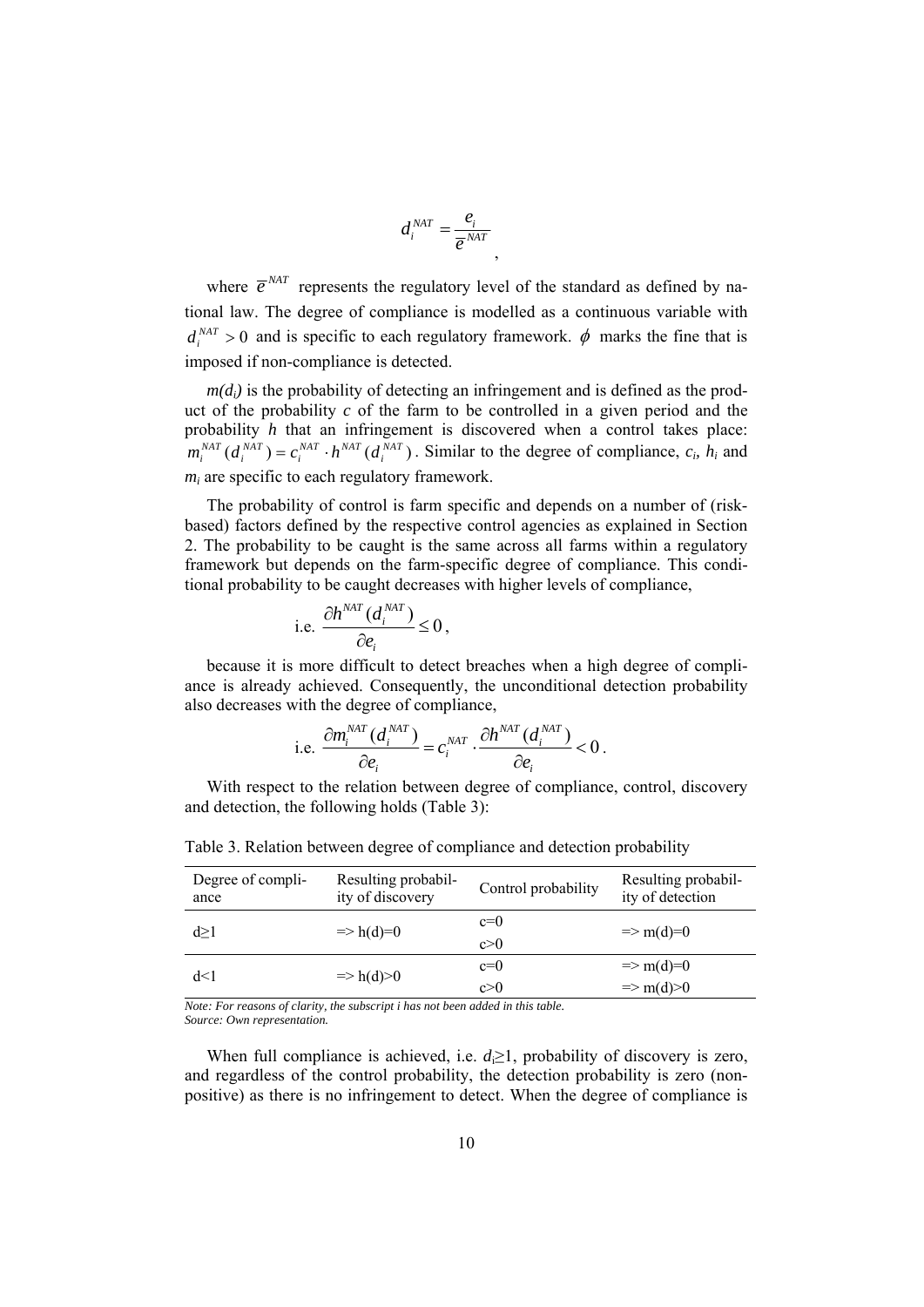$$d_i^{NAT} = \frac{e_i}{\overline{e}^{NAT}},$$

where $\overline{e}^{NAT}$ represents the regulatory level of the standard as defined by national law. The degree of compliance is modelled as a continuous variable with $d_i^{NAT} > 0$ and is specific to each regulatory framework. $\phi$ marks the fine that is imposed if non-compliance is detected.

$m(d_i)$ is the probability of detecting an infringement and is defined as the product of the probability $c$ of the farm to be controlled in a given period and the probability $h$ that an infringement is discovered when a control takes place: $m_i^{NAT}(d_i^{NAT}) = c_i^{NAT} \cdot h^{NAT}(d_i^{NAT})$. Similar to the degree of compliance, $c_i$, $h_i$ and $m_i$ are specific to each regulatory framework.

The probability of control is farm specific and depends on a number of (risk-based) factors defined by the respective control agencies as explained in Section 2. The probability to be caught is the same across all farms within a regulatory framework but depends on the farm-specific degree of compliance. This conditional probability to be caught decreases with higher levels of compliance,

i.e. $\dfrac{\partial h^{NAT}(d_i^{NAT})}{\partial e_i} \leq 0$,

because it is more difficult to detect breaches when a high degree of compliance is already achieved. Consequently, the unconditional detection probability also decreases with the degree of compliance,

i.e. $\dfrac{\partial m_i^{NAT}(d_i^{NAT})}{\partial e_i} = c_i^{NAT} \cdot \dfrac{\partial h^{NAT}(d_i^{NAT})}{\partial e_i} < 0$.

With respect to the relation between degree of compliance, control, discovery and detection, the following holds (Table 3):

Table 3. Relation between degree of compliance and detection probability

| Degree of compliance | Resulting probability of discovery | Control probability | Resulting probability of detection |
|---|---|---|---|
| d≥1 | => h(d)=0 | c=0 | => m(d)=0 |
| | | c>0 | |
| d<1 | => h(d)>0 | c=0 | => m(d)=0 |
| | | c>0 | => m(d)>0 |

*Note: For reasons of clarity, the subscript i has not been added in this table.*
*Source: Own representation.*

When full compliance is achieved, i.e. $d_i \geq 1$, probability of discovery is zero, and regardless of the control probability, the detection probability is zero (non-positive) as there is no infringement to detect. When the degree of compliance is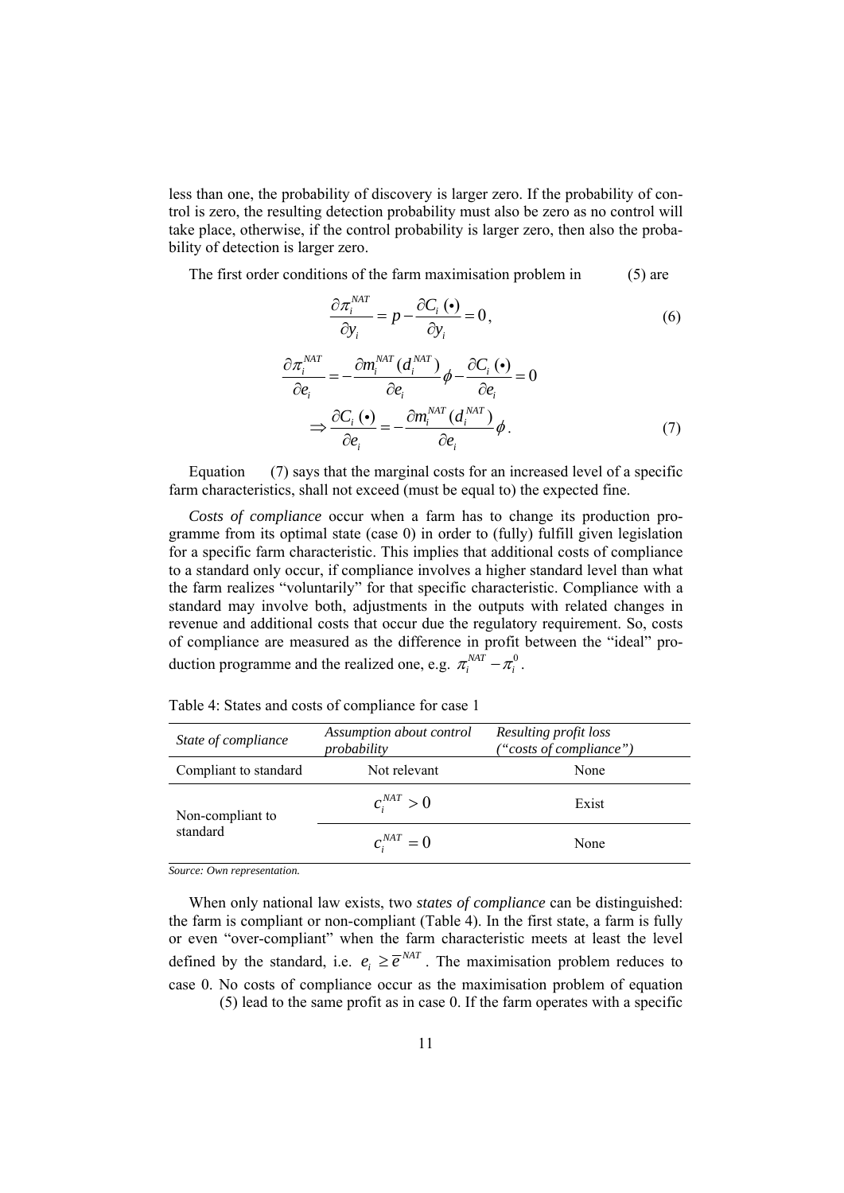less than one, the probability of discovery is larger zero. If the probability of control is zero, the resulting detection probability must also be zero as no control will take place, otherwise, if the control probability is larger zero, then also the probability of detection is larger zero.

The first order conditions of the farm maximisation problem in (5) are

$$\frac{\partial \pi_i^{NAT}}{\partial y_i} = p - \frac{\partial C_i(\bullet)}{\partial y_i} = 0, \tag{6}$$

$$\frac{\partial \pi_i^{NAT}}{\partial e_i} = -\frac{\partial m_i^{NAT}(d_i^{NAT})}{\partial e_i}\phi - \frac{\partial C_i(\bullet)}{\partial e_i} = 0$$

$$\Rightarrow \frac{\partial C_i(\bullet)}{\partial e_i} = -\frac{\partial m_i^{NAT}(d_i^{NAT})}{\partial e_i}\phi. \tag{7}$$

Equation (7) says that the marginal costs for an increased level of a specific farm characteristics, shall not exceed (must be equal to) the expected fine.

*Costs of compliance* occur when a farm has to change its production programme from its optimal state (case 0) in order to (fully) fulfill given legislation for a specific farm characteristic. This implies that additional costs of compliance to a standard only occur, if compliance involves a higher standard level than what the farm realizes "voluntarily" for that specific characteristic. Compliance with a standard may involve both, adjustments in the outputs with related changes in revenue and additional costs that occur due the regulatory requirement. So, costs of compliance are measured as the difference in profit between the "ideal" production programme and the realized one, e.g. $\pi_i^{NAT} - \pi_i^0$.

Table 4: States and costs of compliance for case 1

| *State of compliance* | *Assumption about control probability* | *Resulting profit loss ("costs of compliance")* |
|---|---|---|
| Compliant to standard | Not relevant | None |
| Non-compliant to standard | $c_i^{NAT} > 0$ | Exist |
| | $c_i^{NAT} = 0$ | None |

*Source: Own representation.*

When only national law exists, two *states of compliance* can be distinguished: the farm is compliant or non-compliant (Table 4). In the first state, a farm is fully or even "over-compliant" when the farm characteristic meets at least the level defined by the standard, i.e. $e_i \geq \overline{e}^{NAT}$. The maximisation problem reduces to case 0. No costs of compliance occur as the maximisation problem of equation (5) lead to the same profit as in case 0. If the farm operates with a specific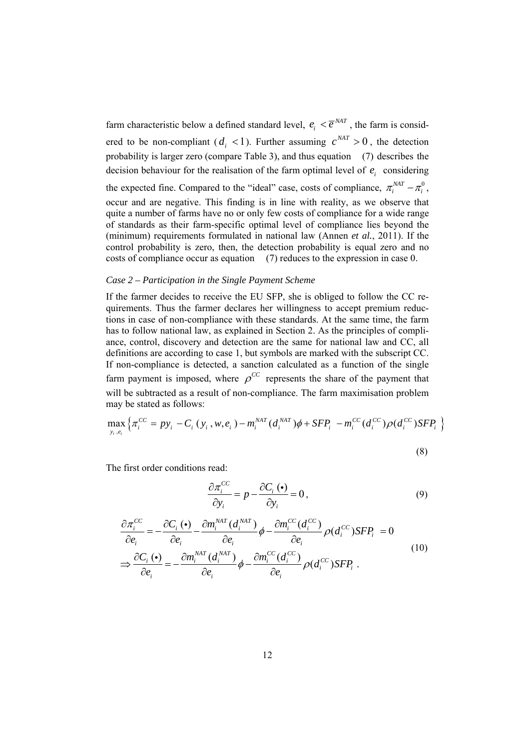farm characteristic below a defined standard level, $e_i < \bar{e}^{NAT}$, the farm is considered to be non-compliant ($d_i < 1$). Further assuming $c^{NAT} > 0$, the detection probability is larger zero (compare Table 3), and thus equation (7) describes the decision behaviour for the realisation of the farm optimal level of $e_i$ considering the expected fine. Compared to the "ideal" case, costs of compliance, $\pi_i^{NAT} - \pi_i^0$, occur and are negative. This finding is in line with reality, as we observe that quite a number of farms have no or only few costs of compliance for a wide range of standards as their farm-specific optimal level of compliance lies beyond the (minimum) requirements formulated in national law (Annen *et al.*, 2011). If the control probability is zero, then, the detection probability is equal zero and no costs of compliance occur as equation (7) reduces to the expression in case 0.

*Case 2 – Participation in the Single Payment Scheme*

If the farmer decides to receive the EU SFP, she is obliged to follow the CC requirements. Thus the farmer declares her willingness to accept premium reductions in case of non-compliance with these standards. At the same time, the farm has to follow national law, as explained in Section 2. As the principles of compliance, control, discovery and detection are the same for national law and CC, all definitions are according to case 1, but symbols are marked with the subscript CC. If non-compliance is detected, a sanction calculated as a function of the single farm payment is imposed, where $\rho^{CC}$ represents the share of the payment that will be subtracted as a result of non-compliance. The farm maximisation problem may be stated as follows:

$$\max_{y_i, e_i} \left\{ \pi_i^{CC} = py_i - C_i(y_i, w, e_i) - m_i^{NAT}(d_i^{NAT})\phi + SFP_i - m_i^{CC}(d_i^{CC})\rho(d_i^{CC})SFP_i \right\} \tag{8}$$

The first order conditions read:

$$\frac{\partial \pi_i^{CC}}{\partial y_i} = p - \frac{\partial C_i(\bullet)}{\partial y_i} = 0, \tag{9}$$

$$\begin{aligned} \frac{\partial \pi_i^{CC}}{\partial e_i} &= -\frac{\partial C_i(\bullet)}{\partial e_i} - \frac{\partial m_i^{NAT}(d_i^{NAT})}{\partial e_i}\phi - \frac{\partial m_i^{CC}(d_i^{CC})}{\partial e_i}\rho(d_i^{CC})SFP_i = 0 \\ \Rightarrow \frac{\partial C_i(\bullet)}{\partial e_i} &= -\frac{\partial m_i^{NAT}(d_i^{NAT})}{\partial e_i}\phi - \frac{\partial m_i^{CC}(d_i^{CC})}{\partial e_i}\rho(d_i^{CC})SFP_i \, . \end{aligned} \tag{10}$$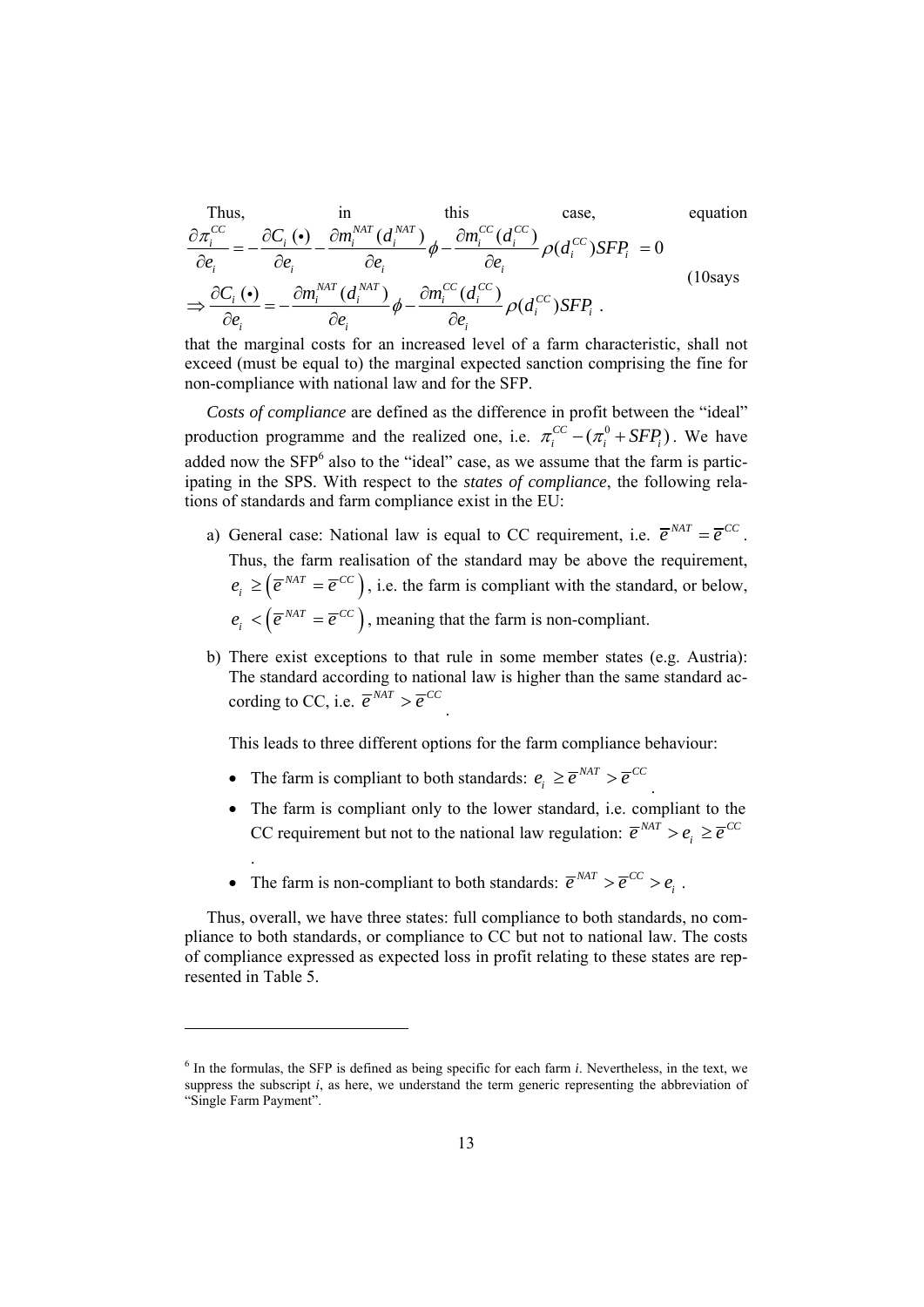Thus, in this case, equation

$$\frac{\partial \pi_i^{CC}}{\partial e_i} = -\frac{\partial C_i(\bullet)}{\partial e_i} - \frac{\partial m_i^{NAT}(d_i^{NAT})}{\partial e_i}\phi - \frac{\partial m_i^{CC}(d_i^{CC})}{\partial e_i}\rho(d_i^{CC})SFP_i = 0$$

$$\Rightarrow \frac{\partial C_i(\bullet)}{\partial e_i} = -\frac{\partial m_i^{NAT}(d_i^{NAT})}{\partial e_i}\phi - \frac{\partial m_i^{CC}(d_i^{CC})}{\partial e_i}\rho(d_i^{CC})SFP_i \ .$$

(10says that the marginal costs for an increased level of a farm characteristic, shall not exceed (must be equal to) the marginal expected sanction comprising the fine for non-compliance with national law and for the SFP.

*Costs of compliance* are defined as the difference in profit between the "ideal" production programme and the realized one, i.e. $\pi_i^{CC} - (\pi_i^0 + SFP_i)$. We have added now the SFP[6] also to the "ideal" case, as we assume that the farm is participating in the SPS. With respect to the *states of compliance*, the following relations of standards and farm compliance exist in the EU:

a) General case: National law is equal to CC requirement, i.e. $\overline{e}^{NAT} = \overline{e}^{CC}$. Thus, the farm realisation of the standard may be above the requirement, $e_i \geq \left(\overline{e}^{NAT} = \overline{e}^{CC}\right)$, i.e. the farm is compliant with the standard, or below, $e_i < \left(\overline{e}^{NAT} = \overline{e}^{CC}\right)$, meaning that the farm is non-compliant.

b) There exist exceptions to that rule in some member states (e.g. Austria): The standard according to national law is higher than the same standard according to CC, i.e. $\overline{e}^{NAT} > \overline{e}^{CC}$.

   This leads to three different options for the farm compliance behaviour:

   - The farm is compliant to both standards: $e_i \geq \overline{e}^{NAT} > \overline{e}^{CC}$.
   - The farm is compliant only to the lower standard, i.e. compliant to the CC requirement but not to the national law regulation: $\overline{e}^{NAT} > e_i \geq \overline{e}^{CC}$.
   - The farm is non-compliant to both standards: $\overline{e}^{NAT} > \overline{e}^{CC} > e_i$.

Thus, overall, we have three states: full compliance to both standards, no compliance to both standards, or compliance to CC but not to national law. The costs of compliance expressed as expected loss in profit relating to these states are represented in Table 5.

[6] In the formulas, the SFP is defined as being specific for each farm *i*. Nevertheless, in the text, we suppress the subscript *i*, as here, we understand the term generic representing the abbreviation of "Single Farm Payment".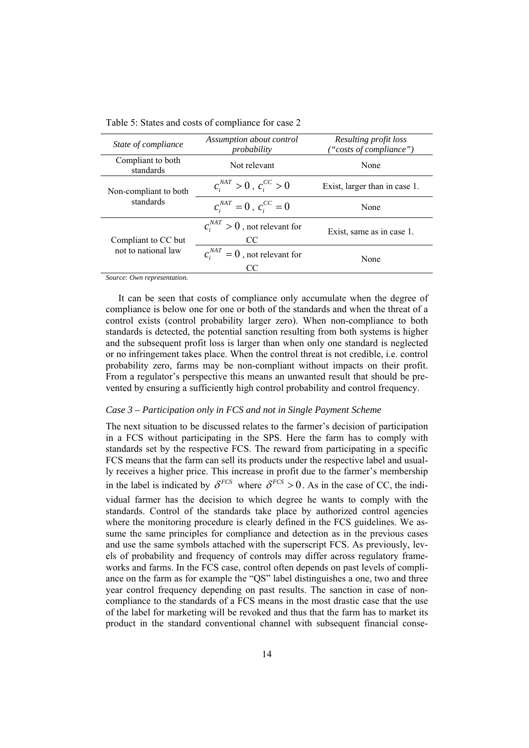Table 5: States and costs of compliance for case 2

| *State of compliance* | *Assumption about control probability* | *Resulting profit loss ("costs of compliance")* |
|---|---|---|
| Compliant to both standards | Not relevant | None |
| Non-compliant to both standards | $c_i^{NAT} > 0$ , $c_i^{CC} > 0$ | Exist, larger than in case 1. |
| | $c_i^{NAT} = 0$ , $c_i^{CC} = 0$ | None |
| Compliant to CC but not to national law | $c_i^{NAT} > 0$ , not relevant for CC | Exist, same as in case 1. |
| | $c_i^{NAT} = 0$ , not relevant for CC | None |

*Source: Own representation.*

It can be seen that costs of compliance only accumulate when the degree of compliance is below one for one or both of the standards and when the threat of a control exists (control probability larger zero). When non-compliance to both standards is detected, the potential sanction resulting from both systems is higher and the subsequent profit loss is larger than when only one standard is neglected or no infringement takes place. When the control threat is not credible, i.e. control probability zero, farms may be non-compliant without impacts on their profit. From a regulator's perspective this means an unwanted result that should be prevented by ensuring a sufficiently high control probability and control frequency.

*Case 3 – Participation only in FCS and not in Single Payment Scheme*

The next situation to be discussed relates to the farmer's decision of participation in a FCS without participating in the SPS. Here the farm has to comply with standards set by the respective FCS. The reward from participating in a specific FCS means that the farm can sell its products under the respective label and usually receives a higher price. This increase in profit due to the farmer's membership in the label is indicated by $\delta^{FCS}$ where $\delta^{FCS} > 0$. As in the case of CC, the individual farmer has the decision to which degree he wants to comply with the standards. Control of the standards take place by authorized control agencies where the monitoring procedure is clearly defined in the FCS guidelines. We assume the same principles for compliance and detection as in the previous cases and use the same symbols attached with the superscript FCS. As previously, levels of probability and frequency of controls may differ across regulatory frameworks and farms. In the FCS case, control often depends on past levels of compliance on the farm as for example the "QS" label distinguishes a one, two and three year control frequency depending on past results. The sanction in case of noncompliance to the standards of a FCS means in the most drastic case that the use of the label for marketing will be revoked and thus that the farm has to market its product in the standard conventional channel with subsequent financial conse-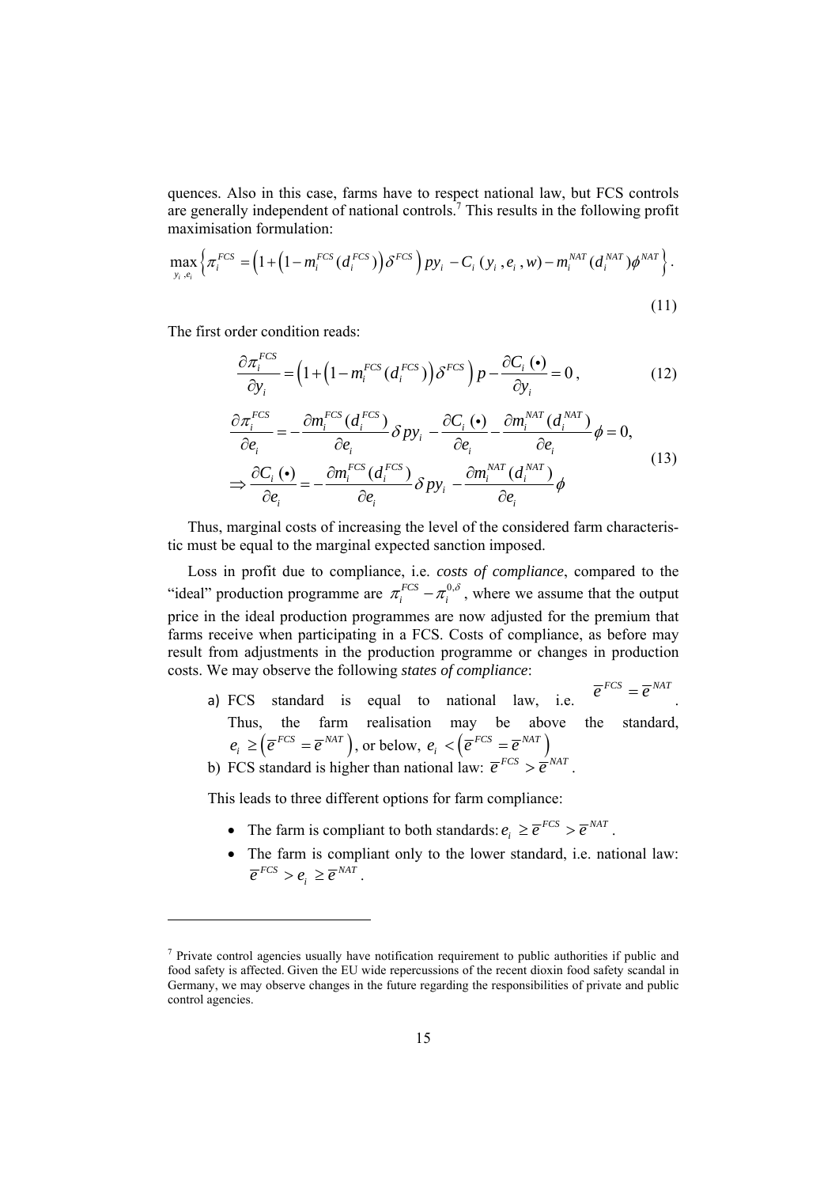quences. Also in this case, farms have to respect national law, but FCS controls are generally independent of national controls.[7] This results in the following profit maximisation formulation:

$$\max_{y_i, e_i} \left\{ \pi_i^{FCS} = \left(1 + \left(1 - m_i^{FCS}(d_i^{FCS})\right)\delta^{FCS}\right) p y_i - C_i(y_i, e_i, w) - m_i^{NAT}(d_i^{NAT})\phi^{NAT} \right\}. \tag{11}$$

The first order condition reads:

$$\frac{\partial \pi_i^{FCS}}{\partial y_i} = \left(1 + \left(1 - m_i^{FCS}(d_i^{FCS})\right)\delta^{FCS}\right) p - \frac{\partial C_i(\bullet)}{\partial y_i} = 0, \tag{12}$$

$$\begin{aligned} \frac{\partial \pi_i^{FCS}}{\partial e_i} &= -\frac{\partial m_i^{FCS}(d_i^{FCS})}{\partial e_i}\delta p y_i - \frac{\partial C_i(\bullet)}{\partial e_i} - \frac{\partial m_i^{NAT}(d_i^{NAT})}{\partial e_i}\phi = 0, \\ \Rightarrow \frac{\partial C_i(\bullet)}{\partial e_i} &= -\frac{\partial m_i^{FCS}(d_i^{FCS})}{\partial e_i}\delta p y_i - \frac{\partial m_i^{NAT}(d_i^{NAT})}{\partial e_i}\phi \end{aligned} \tag{13}$$

Thus, marginal costs of increasing the level of the considered farm characteristic must be equal to the marginal expected sanction imposed.

Loss in profit due to compliance, i.e. *costs of compliance*, compared to the "ideal" production programme are $\pi_i^{FCS} - \pi_i^{0,\delta}$, where we assume that the output price in the ideal production programmes are now adjusted for the premium that farms receive when participating in a FCS. Costs of compliance, as before may result from adjustments in the production programme or changes in production costs. We may observe the following *states of compliance*:

a) FCS standard is equal to national law, i.e. $\overline{e}^{FCS} = \overline{e}^{NAT}$. Thus, the farm realisation may be above the standard, $e_i \geq \left(\overline{e}^{FCS} = \overline{e}^{NAT}\right)$, or below, $e_i < \left(\overline{e}^{FCS} = \overline{e}^{NAT}\right)$
b) FCS standard is higher than national law: $\overline{e}^{FCS} > \overline{e}^{NAT}$.

This leads to three different options for farm compliance:

- The farm is compliant to both standards: $e_i \geq \overline{e}^{FCS} > \overline{e}^{NAT}$.
- The farm is compliant only to the lower standard, i.e. national law: $\overline{e}^{FCS} > e_i \geq \overline{e}^{NAT}$.

[7] Private control agencies usually have notification requirement to public authorities if public and food safety is affected. Given the EU wide repercussions of the recent dioxin food safety scandal in Germany, we may observe changes in the future regarding the responsibilities of private and public control agencies.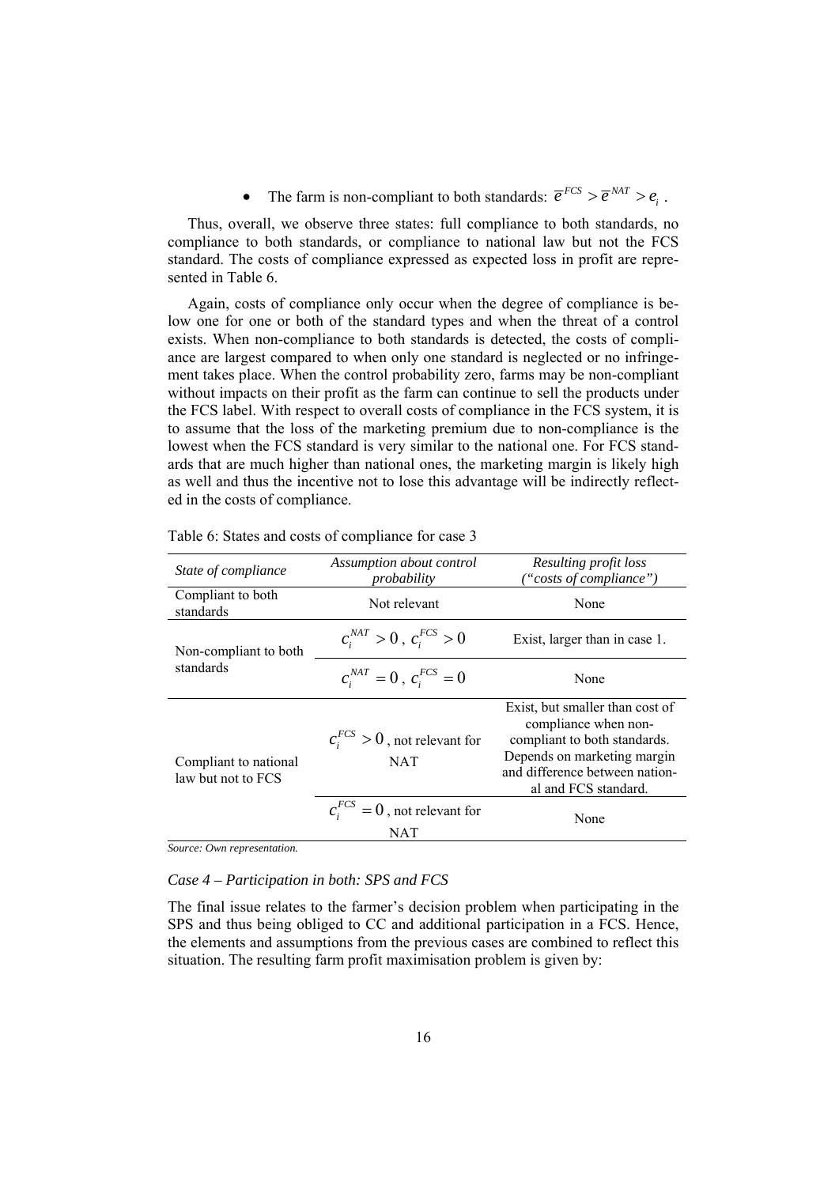- The farm is non-compliant to both standards: $\bar{e}^{FCS} > \bar{e}^{NAT} > e_i$ .

Thus, overall, we observe three states: full compliance to both standards, no compliance to both standards, or compliance to national law but not the FCS standard. The costs of compliance expressed as expected loss in profit are represented in Table 6.

Again, costs of compliance only occur when the degree of compliance is below one for one or both of the standard types and when the threat of a control exists. When non-compliance to both standards is detected, the costs of compliance are largest compared to when only one standard is neglected or no infringement takes place. When the control probability zero, farms may be non-compliant without impacts on their profit as the farm can continue to sell the products under the FCS label. With respect to overall costs of compliance in the FCS system, it is to assume that the loss of the marketing premium due to non-compliance is the lowest when the FCS standard is very similar to the national one. For FCS standards that are much higher than national ones, the marketing margin is likely high as well and thus the incentive not to lose this advantage will be indirectly reflected in the costs of compliance.

Table 6: States and costs of compliance for case 3

| *State of compliance* | *Assumption about control probability* | *Resulting profit loss ("costs of compliance")* |
|---|---|---|
| Compliant to both standards | Not relevant | None |
| Non-compliant to both standards | $c_i^{NAT} > 0$ , $c_i^{FCS} > 0$ | Exist, larger than in case 1. |
| | $c_i^{NAT} = 0$ , $c_i^{FCS} = 0$ | None |
| Compliant to national law but not to FCS | $c_i^{FCS} > 0$ , not relevant for NAT | Exist, but smaller than cost of compliance when non-compliant to both standards. Depends on marketing margin and difference between national and FCS standard. |
| | $c_i^{FCS} = 0$ , not relevant for NAT | None |

*Source: Own representation.*

*Case 4 – Participation in both: SPS and FCS*

The final issue relates to the farmer's decision problem when participating in the SPS and thus being obliged to CC and additional participation in a FCS. Hence, the elements and assumptions from the previous cases are combined to reflect this situation. The resulting farm profit maximisation problem is given by: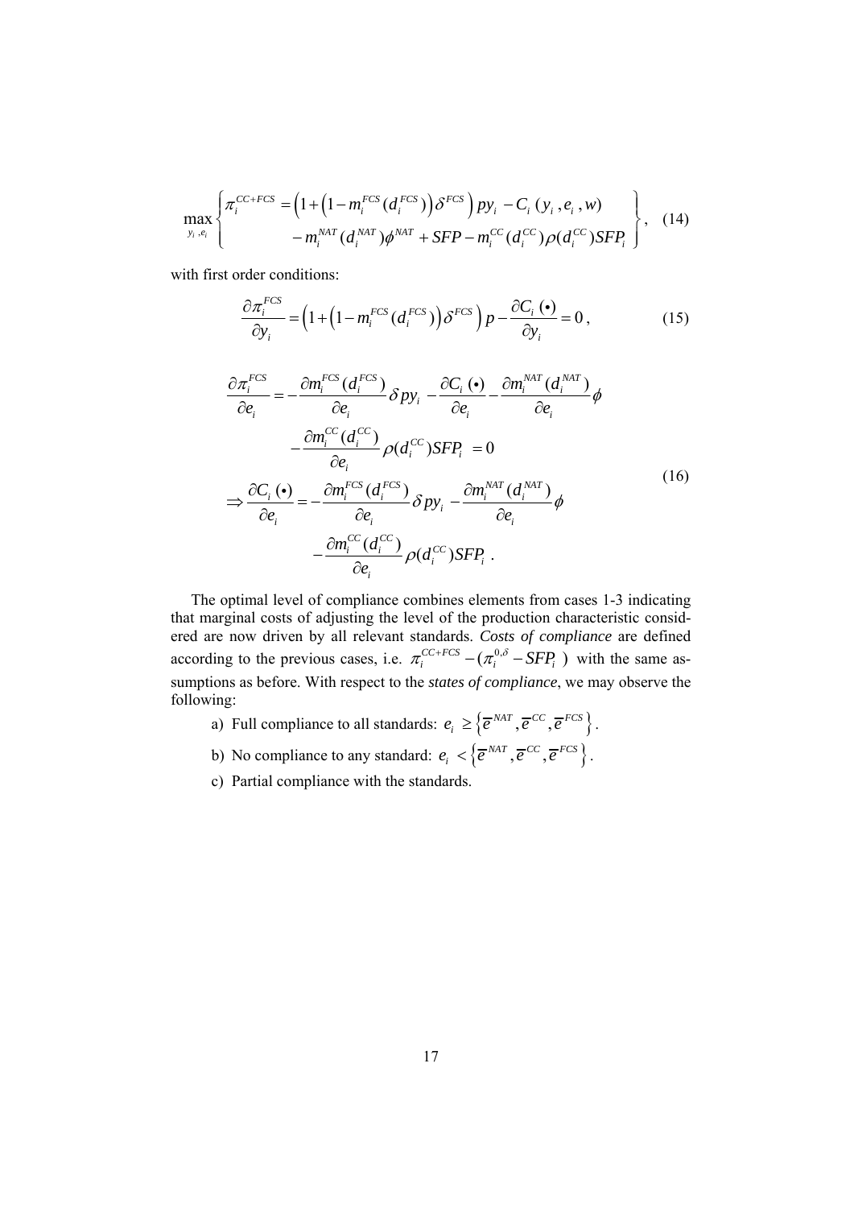$$\max_{y_i, e_i} \left\{ \begin{aligned} \pi_i^{CC+FCS} &= \left(1 + \left(1 - m_i^{FCS}(d_i^{FCS})\right)\delta^{FCS}\right) p y_i - C_i(y_i, e_i, w) \\ &- m_i^{NAT}(d_i^{NAT})\phi^{NAT} + SFP - m_i^{CC}(d_i^{CC})\rho(d_i^{CC}) SFP_i \end{aligned} \right\}, \quad (14)$$

with first order conditions:

$$\frac{\partial \pi_i^{FCS}}{\partial y_i} = \left(1 + \left(1 - m_i^{FCS}(d_i^{FCS})\right)\delta^{FCS}\right) p - \frac{\partial C_i(\bullet)}{\partial y_i} = 0, \quad (15)$$

$$\begin{aligned} \frac{\partial \pi_i^{FCS}}{\partial e_i} &= -\frac{\partial m_i^{FCS}(d_i^{FCS})}{\partial e_i}\delta p y_i - \frac{\partial C_i(\bullet)}{\partial e_i} - \frac{\partial m_i^{NAT}(d_i^{NAT})}{\partial e_i}\phi \\ &\quad - \frac{\partial m_i^{CC}(d_i^{CC})}{\partial e_i}\rho(d_i^{CC}) SFP_i = 0 \\ \Rightarrow \frac{\partial C_i(\bullet)}{\partial e_i} &= -\frac{\partial m_i^{FCS}(d_i^{FCS})}{\partial e_i}\delta p y_i - \frac{\partial m_i^{NAT}(d_i^{NAT})}{\partial e_i}\phi \\ &\quad - \frac{\partial m_i^{CC}(d_i^{CC})}{\partial e_i}\rho(d_i^{CC}) SFP_i . \end{aligned} \quad (16)$$

The optimal level of compliance combines elements from cases 1-3 indicating that marginal costs of adjusting the level of the production characteristic considered are now driven by all relevant standards. *Costs of compliance* are defined according to the previous cases, i.e. $\pi_i^{CC+FCS} - (\pi_i^{0,\delta} - SFP_i)$ with the same assumptions as before. With respect to the *states of compliance*, we may observe the following:

a) Full compliance to all standards: $e_i \geq \left\{\overline{e}^{NAT}, \overline{e}^{CC}, \overline{e}^{FCS}\right\}$.

b) No compliance to any standard: $e_i < \left\{\overline{e}^{NAT}, \overline{e}^{CC}, \overline{e}^{FCS}\right\}$.

c) Partial compliance with the standards.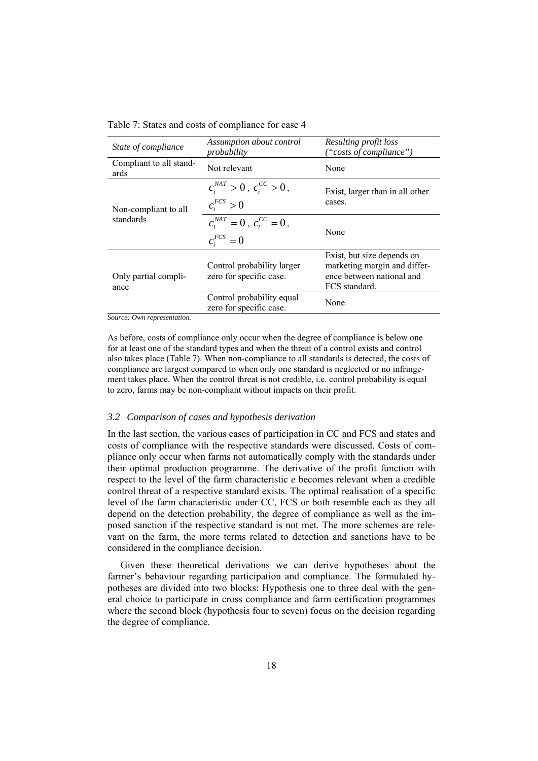Table 7: States and costs of compliance for case 4

| *State of compliance* | *Assumption about control probability* | *Resulting profit loss ("costs of compliance")* |
|---|---|---|
| Compliant to all standards | Not relevant | None |
| Non-compliant to all standards | $c_i^{NAT} > 0$ , $c_i^{CC} > 0$ , $c_i^{FCS} > 0$ | Exist, larger than in all other cases. |
| | $c_i^{NAT} = 0$ , $c_i^{CC} = 0$ , $c_i^{FCS} = 0$ | None |
| Only partial compliance | Control probability larger zero for specific case. | Exist, but size depends on marketing margin and difference between national and FCS standard. |
| | Control probability equal zero for specific case. | None |

*Source: Own representation.*

As before, costs of compliance only occur when the degree of compliance is below one for at least one of the standard types and when the threat of a control exists and control also takes place (Table 7). When non-compliance to all standards is detected, the costs of compliance are largest compared to when only one standard is neglected or no infringement takes place. When the control threat is not credible, i.e. control probability is equal to zero, farms may be non-compliant without impacts on their profit.

### *3.2 Comparison of cases and hypothesis derivation*

In the last section, the various cases of participation in CC and FCS and states and costs of compliance with the respective standards were discussed. Costs of compliance only occur when farms not automatically comply with the standards under their optimal production programme. The derivative of the profit function with respect to the level of the farm characteristic *e* becomes relevant when a credible control threat of a respective standard exists. The optimal realisation of a specific level of the farm characteristic under CC, FCS or both resemble each as they all depend on the detection probability, the degree of compliance as well as the imposed sanction if the respective standard is not met. The more schemes are relevant on the farm, the more terms related to detection and sanctions have to be considered in the compliance decision.

Given these theoretical derivations we can derive hypotheses about the farmer's behaviour regarding participation and compliance. The formulated hypotheses are divided into two blocks: Hypothesis one to three deal with the general choice to participate in cross compliance and farm certification programmes where the second block (hypothesis four to seven) focus on the decision regarding the degree of compliance.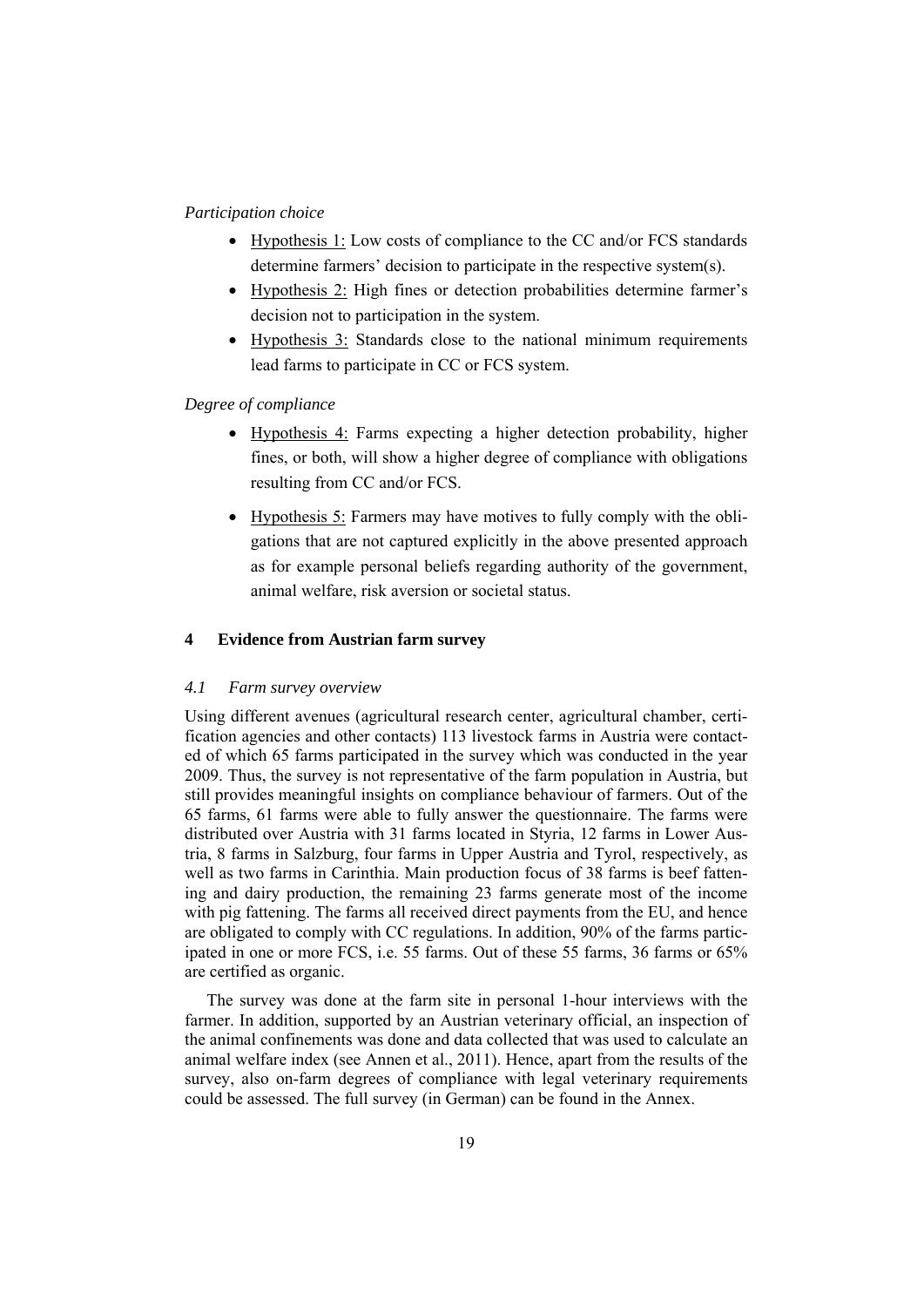*Participation choice*

- Hypothesis 1: Low costs of compliance to the CC and/or FCS standards determine farmers' decision to participate in the respective system(s).
- Hypothesis 2: High fines or detection probabilities determine farmer's decision not to participation in the system.
- Hypothesis 3: Standards close to the national minimum requirements lead farms to participate in CC or FCS system.

*Degree of compliance*

- Hypothesis 4: Farms expecting a higher detection probability, higher fines, or both, will show a higher degree of compliance with obligations resulting from CC and/or FCS.
- Hypothesis 5: Farmers may have motives to fully comply with the obligations that are not captured explicitly in the above presented approach as for example personal beliefs regarding authority of the government, animal welfare, risk aversion or societal status.

## 4 Evidence from Austrian farm survey

### *4.1 Farm survey overview*

Using different avenues (agricultural research center, agricultural chamber, certification agencies and other contacts) 113 livestock farms in Austria were contacted of which 65 farms participated in the survey which was conducted in the year 2009. Thus, the survey is not representative of the farm population in Austria, but still provides meaningful insights on compliance behaviour of farmers. Out of the 65 farms, 61 farms were able to fully answer the questionnaire. The farms were distributed over Austria with 31 farms located in Styria, 12 farms in Lower Austria, 8 farms in Salzburg, four farms in Upper Austria and Tyrol, respectively, as well as two farms in Carinthia. Main production focus of 38 farms is beef fattening and dairy production, the remaining 23 farms generate most of the income with pig fattening. The farms all received direct payments from the EU, and hence are obligated to comply with CC regulations. In addition, 90% of the farms participated in one or more FCS, i.e. 55 farms. Out of these 55 farms, 36 farms or 65% are certified as organic.

The survey was done at the farm site in personal 1-hour interviews with the farmer. In addition, supported by an Austrian veterinary official, an inspection of the animal confinements was done and data collected that was used to calculate an animal welfare index (see Annen et al., 2011). Hence, apart from the results of the survey, also on-farm degrees of compliance with legal veterinary requirements could be assessed. The full survey (in German) can be found in the Annex.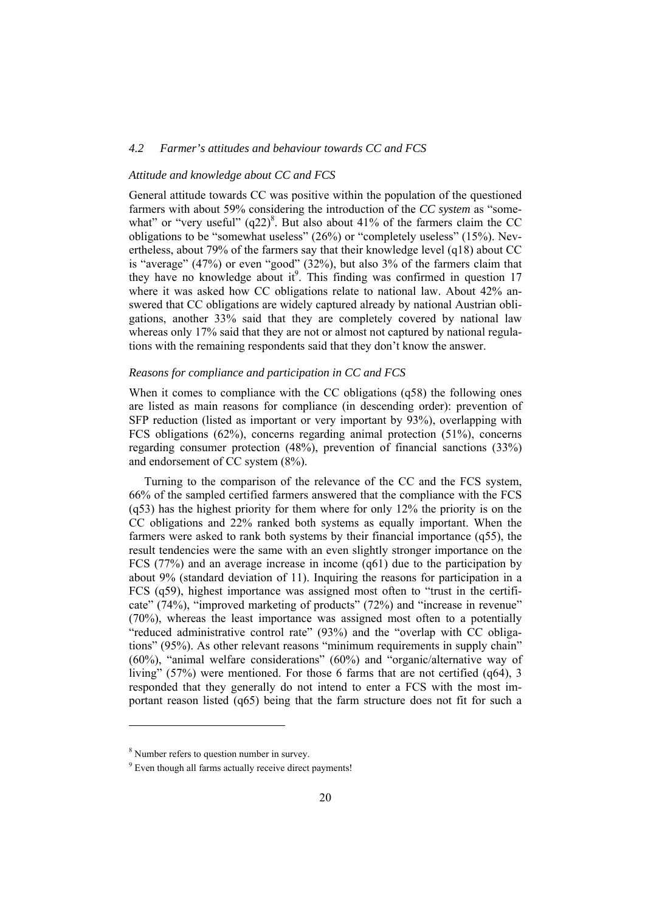### 4.2 Farmer's attitudes and behaviour towards CC and FCS

#### *Attitude and knowledge about CC and FCS*

General attitude towards CC was positive within the population of the questioned farmers with about 59% considering the introduction of the *CC system* as "somewhat" or "very useful" (q22)[8]. But also about 41% of the farmers claim the CC obligations to be "somewhat useless" (26%) or "completely useless" (15%). Nevertheless, about 79% of the farmers say that their knowledge level (q18) about CC is "average" (47%) or even "good" (32%), but also 3% of the farmers claim that they have no knowledge about it[9]. This finding was confirmed in question 17 where it was asked how CC obligations relate to national law. About 42% answered that CC obligations are widely captured already by national Austrian obligations, another 33% said that they are completely covered by national law whereas only 17% said that they are not or almost not captured by national regulations with the remaining respondents said that they don't know the answer.

#### *Reasons for compliance and participation in CC and FCS*

When it comes to compliance with the CC obligations (q58) the following ones are listed as main reasons for compliance (in descending order): prevention of SFP reduction (listed as important or very important by 93%), overlapping with FCS obligations (62%), concerns regarding animal protection (51%), concerns regarding consumer protection (48%), prevention of financial sanctions (33%) and endorsement of CC system (8%).

Turning to the comparison of the relevance of the CC and the FCS system, 66% of the sampled certified farmers answered that the compliance with the FCS (q53) has the highest priority for them where for only 12% the priority is on the CC obligations and 22% ranked both systems as equally important. When the farmers were asked to rank both systems by their financial importance (q55), the result tendencies were the same with an even slightly stronger importance on the FCS (77%) and an average increase in income (q61) due to the participation by about 9% (standard deviation of 11). Inquiring the reasons for participation in a FCS (q59), highest importance was assigned most often to "trust in the certificate" (74%), "improved marketing of products" (72%) and "increase in revenue" (70%), whereas the least importance was assigned most often to a potentially "reduced administrative control rate" (93%) and the "overlap with CC obligations" (95%). As other relevant reasons "minimum requirements in supply chain" (60%), "animal welfare considerations" (60%) and "organic/alternative way of living" (57%) were mentioned. For those 6 farms that are not certified (q64), 3 responded that they generally do not intend to enter a FCS with the most important reason listed (q65) being that the farm structure does not fit for such a

---

[8] Number refers to question number in survey.

[9] Even though all farms actually receive direct payments!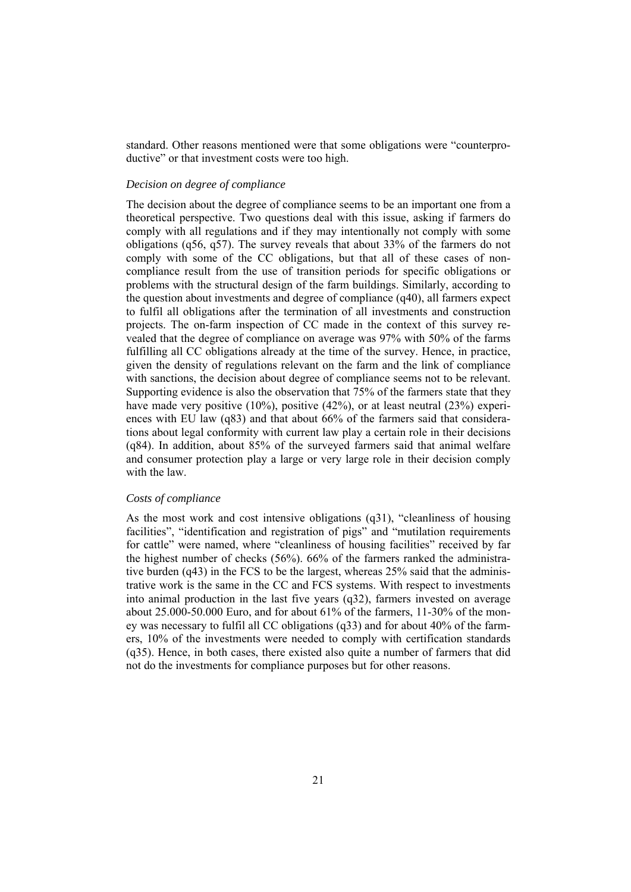standard. Other reasons mentioned were that some obligations were "counterproductive" or that investment costs were too high.

### *Decision on degree of compliance*

The decision about the degree of compliance seems to be an important one from a theoretical perspective. Two questions deal with this issue, asking if farmers do comply with all regulations and if they may intentionally not comply with some obligations (q56, q57). The survey reveals that about 33% of the farmers do not comply with some of the CC obligations, but that all of these cases of non-compliance result from the use of transition periods for specific obligations or problems with the structural design of the farm buildings. Similarly, according to the question about investments and degree of compliance (q40), all farmers expect to fulfil all obligations after the termination of all investments and construction projects. The on-farm inspection of CC made in the context of this survey revealed that the degree of compliance on average was 97% with 50% of the farms fulfilling all CC obligations already at the time of the survey. Hence, in practice, given the density of regulations relevant on the farm and the link of compliance with sanctions, the decision about degree of compliance seems not to be relevant. Supporting evidence is also the observation that 75% of the farmers state that they have made very positive (10%), positive (42%), or at least neutral (23%) experiences with EU law (q83) and that about 66% of the farmers said that considerations about legal conformity with current law play a certain role in their decisions (q84). In addition, about 85% of the surveyed farmers said that animal welfare and consumer protection play a large or very large role in their decision comply with the law.

### *Costs of compliance*

As the most work and cost intensive obligations (q31), "cleanliness of housing facilities", "identification and registration of pigs" and "mutilation requirements for cattle" were named, where "cleanliness of housing facilities" received by far the highest number of checks (56%). 66% of the farmers ranked the administrative burden (q43) in the FCS to be the largest, whereas 25% said that the administrative work is the same in the CC and FCS systems. With respect to investments into animal production in the last five years (q32), farmers invested on average about 25.000-50.000 Euro, and for about 61% of the farmers, 11-30% of the money was necessary to fulfil all CC obligations (q33) and for about 40% of the farmers, 10% of the investments were needed to comply with certification standards (q35). Hence, in both cases, there existed also quite a number of farmers that did not do the investments for compliance purposes but for other reasons.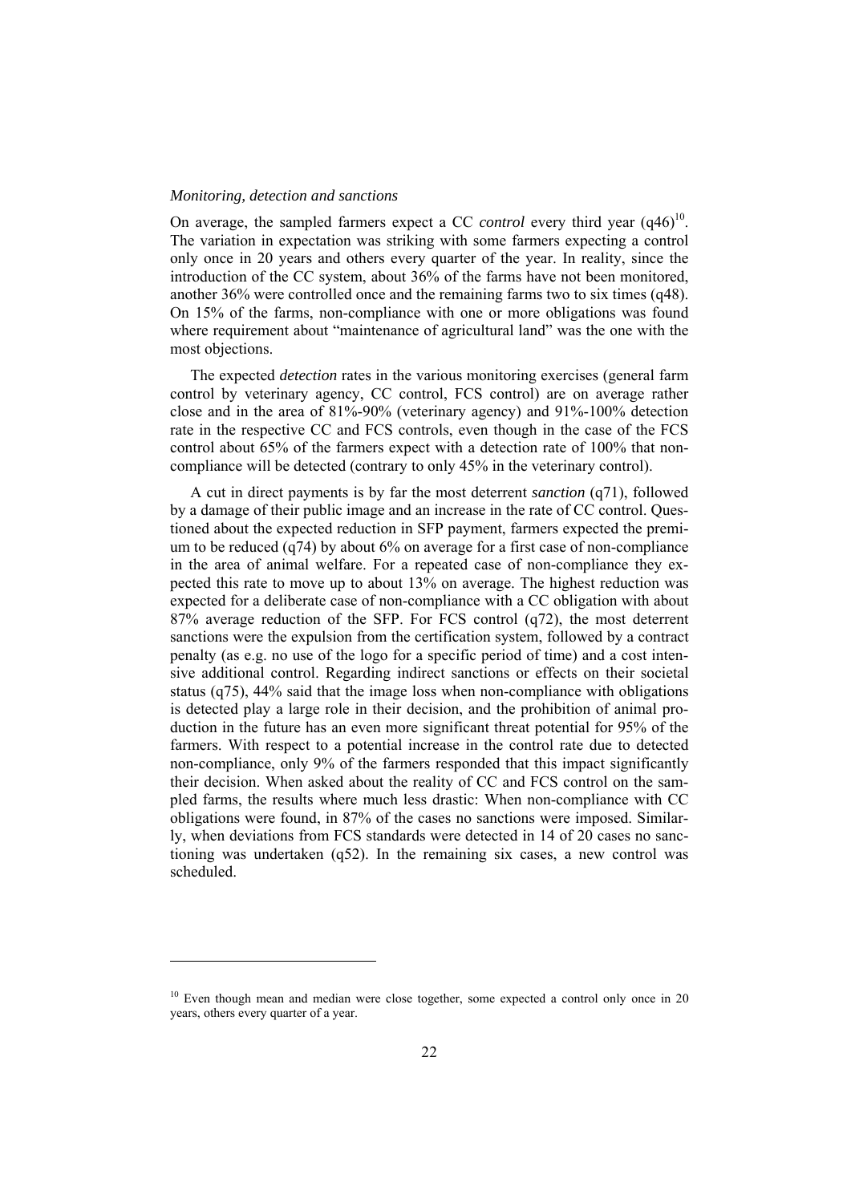*Monitoring, detection and sanctions*

On average, the sampled farmers expect a CC *control* every third year (q46)[10]. The variation in expectation was striking with some farmers expecting a control only once in 20 years and others every quarter of the year. In reality, since the introduction of the CC system, about 36% of the farms have not been monitored, another 36% were controlled once and the remaining farms two to six times (q48). On 15% of the farms, non-compliance with one or more obligations was found where requirement about "maintenance of agricultural land" was the one with the most objections.

The expected *detection* rates in the various monitoring exercises (general farm control by veterinary agency, CC control, FCS control) are on average rather close and in the area of 81%-90% (veterinary agency) and 91%-100% detection rate in the respective CC and FCS controls, even though in the case of the FCS control about 65% of the farmers expect with a detection rate of 100% that non-compliance will be detected (contrary to only 45% in the veterinary control).

A cut in direct payments is by far the most deterrent *sanction* (q71), followed by a damage of their public image and an increase in the rate of CC control. Questioned about the expected reduction in SFP payment, farmers expected the premium to be reduced (q74) by about 6% on average for a first case of non-compliance in the area of animal welfare. For a repeated case of non-compliance they expected this rate to move up to about 13% on average. The highest reduction was expected for a deliberate case of non-compliance with a CC obligation with about 87% average reduction of the SFP. For FCS control (q72), the most deterrent sanctions were the expulsion from the certification system, followed by a contract penalty (as e.g. no use of the logo for a specific period of time) and a cost intensive additional control. Regarding indirect sanctions or effects on their societal status (q75), 44% said that the image loss when non-compliance with obligations is detected play a large role in their decision, and the prohibition of animal production in the future has an even more significant threat potential for 95% of the farmers. With respect to a potential increase in the control rate due to detected non-compliance, only 9% of the farmers responded that this impact significantly their decision. When asked about the reality of CC and FCS control on the sampled farms, the results where much less drastic: When non-compliance with CC obligations were found, in 87% of the cases no sanctions were imposed. Similarly, when deviations from FCS standards were detected in 14 of 20 cases no sanctioning was undertaken (q52). In the remaining six cases, a new control was scheduled.

---

[10] Even though mean and median were close together, some expected a control only once in 20 years, others every quarter of a year.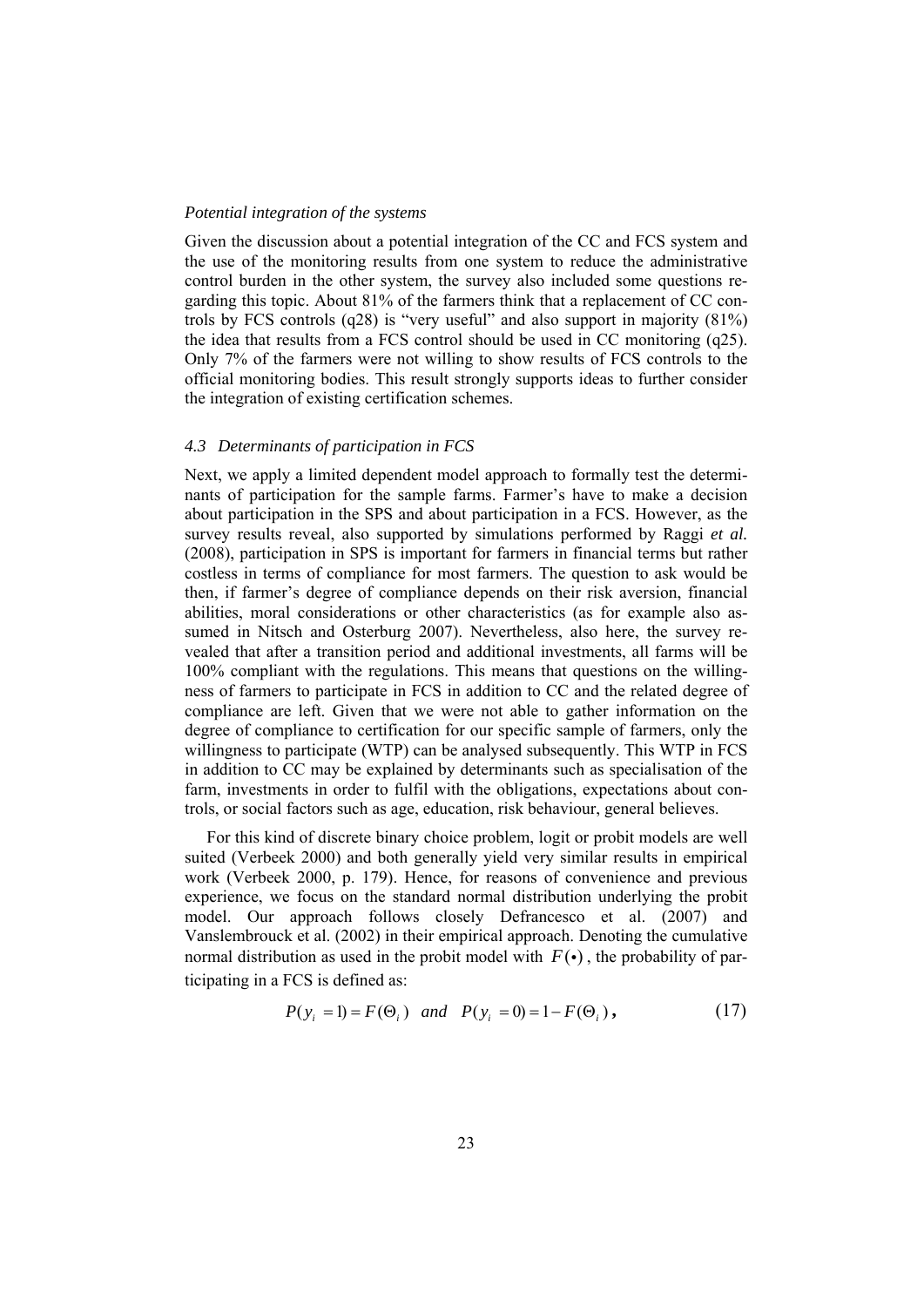*Potential integration of the systems*

Given the discussion about a potential integration of the CC and FCS system and the use of the monitoring results from one system to reduce the administrative control burden in the other system, the survey also included some questions regarding this topic. About 81% of the farmers think that a replacement of CC controls by FCS controls (q28) is "very useful" and also support in majority (81%) the idea that results from a FCS control should be used in CC monitoring (q25). Only 7% of the farmers were not willing to show results of FCS controls to the official monitoring bodies. This result strongly supports ideas to further consider the integration of existing certification schemes.

### *4.3 Determinants of participation in FCS*

Next, we apply a limited dependent model approach to formally test the determinants of participation for the sample farms. Farmer's have to make a decision about participation in the SPS and about participation in a FCS. However, as the survey results reveal, also supported by simulations performed by Raggi *et al.* (2008), participation in SPS is important for farmers in financial terms but rather costless in terms of compliance for most farmers. The question to ask would be then, if farmer's degree of compliance depends on their risk aversion, financial abilities, moral considerations or other characteristics (as for example also assumed in Nitsch and Osterburg 2007). Nevertheless, also here, the survey revealed that after a transition period and additional investments, all farms will be 100% compliant with the regulations. This means that questions on the willingness of farmers to participate in FCS in addition to CC and the related degree of compliance are left. Given that we were not able to gather information on the degree of compliance to certification for our specific sample of farmers, only the willingness to participate (WTP) can be analysed subsequently. This WTP in FCS in addition to CC may be explained by determinants such as specialisation of the farm, investments in order to fulfil with the obligations, expectations about controls, or social factors such as age, education, risk behaviour, general believes.

For this kind of discrete binary choice problem, logit or probit models are well suited (Verbeek 2000) and both generally yield very similar results in empirical work (Verbeek 2000, p. 179). Hence, for reasons of convenience and previous experience, we focus on the standard normal distribution underlying the probit model. Our approach follows closely Defrancesco et al. (2007) and Vanslembrouck et al. (2002) in their empirical approach. Denoting the cumulative normal distribution as used in the probit model with $F(\bullet)$, the probability of participating in a FCS is defined as:

$$P(y_i = 1) = F(\Theta_i) \quad and \quad P(y_i = 0) = 1 - F(\Theta_i)\,, \tag{17}$$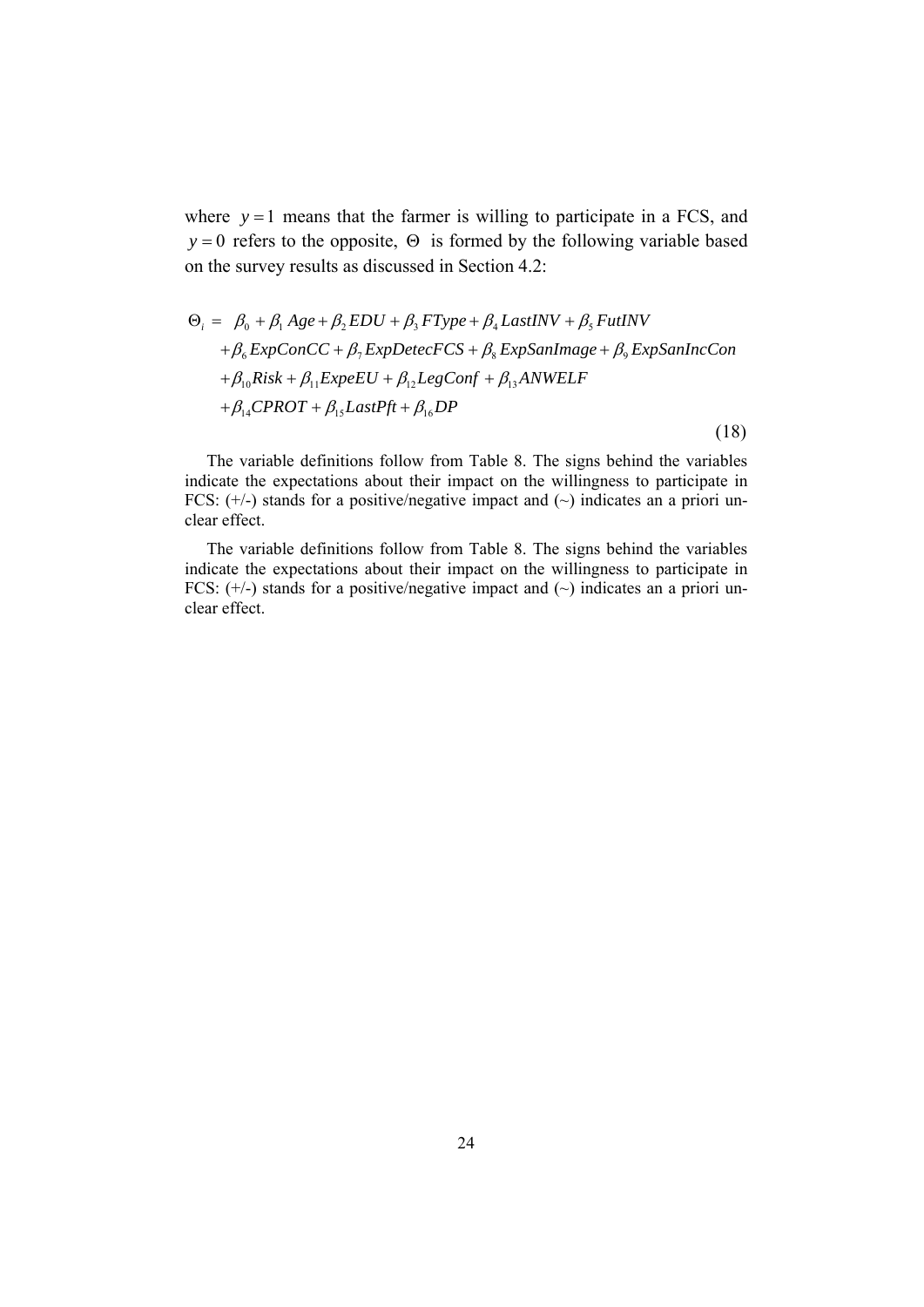where $y=1$ means that the farmer is willing to participate in a FCS, and $y=0$ refers to the opposite, $\Theta$ is formed by the following variable based on the survey results as discussed in Section 4.2:

$$\begin{aligned}\Theta_i = \; & \beta_0 + \beta_1 Age + \beta_2 EDU + \beta_3 FType + \beta_4 LastINV + \beta_5 FutINV \\ & + \beta_6 ExpConCC + \beta_7 ExpDetecFCS + \beta_8 ExpSanImage + \beta_9 ExpSanIncCon \\ & + \beta_{10} Risk + \beta_{11} ExpeEU + \beta_{12} LegConf + \beta_{13} ANWELF \\ & + \beta_{14} CPROT + \beta_{15} LastPft + \beta_{16} DP\end{aligned} \tag{18}$$

The variable definitions follow from Table 8. The signs behind the variables indicate the expectations about their impact on the willingness to participate in FCS: (+/-) stands for a positive/negative impact and (~) indicates an a priori unclear effect.

The variable definitions follow from Table 8. The signs behind the variables indicate the expectations about their impact on the willingness to participate in FCS: (+/-) stands for a positive/negative impact and (~) indicates an a priori unclear effect.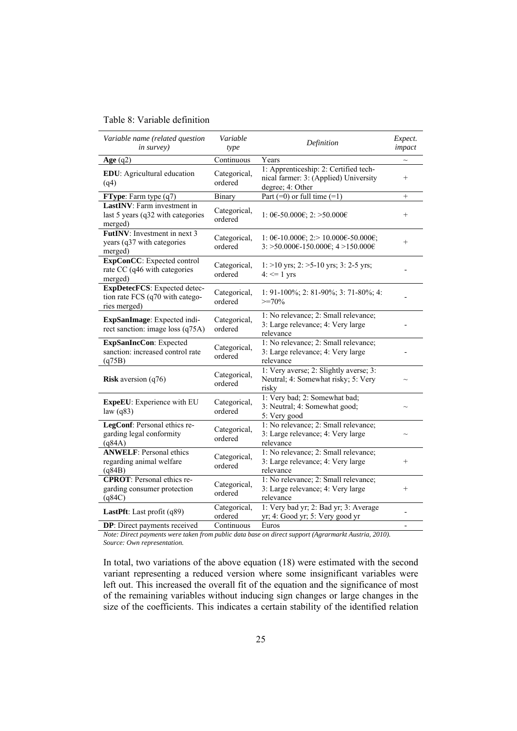Table 8: Variable definition

| *Variable name (related question in survey)* | *Variable type* | *Definition* | *Expect. impact* |
|---|---|---|---|
| **Age** (q2) | Continuous | Years | ~ |
| **EDU**: Agricultural education (q4) | Categorical, ordered | 1: Apprenticeship: 2: Certified technical farmer: 3: (Applied) University degree; 4: Other | + |
| **FType**: Farm type (q7) | Binary | Part (=0) or full time (=1) | + |
| **LastINV**: Farm investment in last 5 years (q32 with categories merged) | Categorical, ordered | 1: 0€-50.000€; 2: >50.000€ | + |
| **FutINV**: Investment in next 3 years (q37 with categories merged) | Categorical, ordered | 1: 0€-10.000€; 2:> 10.000€-50.000€; 3: >50.000€-150.000€; 4 >150.000€ | + |
| **ExpConCC**: Expected control rate CC (q46 with categories merged) | Categorical, ordered | 1: >10 yrs; 2: >5-10 yrs; 3: 2-5 yrs; 4: <= 1 yrs | - |
| **ExpDetecFCS**: Expected detection rate FCS (q70 with categories merged) | Categorical, ordered | 1: 91-100%; 2: 81-90%; 3: 71-80%; 4: >=70% | - |
| **ExpSanImage**: Expected indirect sanction: image loss (q75A) | Categorical, ordered | 1: No relevance; 2: Small relevance; 3: Large relevance; 4: Very large relevance | - |
| **ExpSanIncCon**: Expected sanction: increased control rate (q75B) | Categorical, ordered | 1: No relevance; 2: Small relevance; 3: Large relevance; 4: Very large relevance | - |
| **Risk** aversion (q76) | Categorical, ordered | 1: Very averse; 2: Slightly averse; 3: Neutral; 4: Somewhat risky; 5: Very risky | ~ |
| **ExpeEU**: Experience with EU law (q83) | Categorical, ordered | 1: Very bad; 2: Somewhat bad; 3: Neutral; 4: Somewhat good; 5: Very good | ~ |
| **LegConf**: Personal ethics regarding legal conformity (q84A) | Categorical, ordered | 1: No relevance; 2: Small relevance; 3: Large relevance; 4: Very large relevance | ~ |
| **ANWELF**: Personal ethics regarding animal welfare (q84B) | Categorical, ordered | 1: No relevance; 2: Small relevance; 3: Large relevance; 4: Very large relevance | + |
| **CPROT**: Personal ethics regarding consumer protection (q84C) | Categorical, ordered | 1: No relevance; 2: Small relevance; 3: Large relevance; 4: Very large relevance | + |
| **LastPft**: Last profit (q89) | Categorical, ordered | 1: Very bad yr; 2: Bad yr; 3: Average yr; 4: Good yr; 5: Very good yr | - |
| **DP**: Direct payments received | Continuous | Euros | - |

*Note: Direct payments were taken from public data base on direct support (Agrarmarkt Austria, 2010).*
*Source: Own representation.*

In total, two variations of the above equation (18) were estimated with the second variant representing a reduced version where some insignificant variables were left out. This increased the overall fit of the equation and the significance of most of the remaining variables without inducing sign changes or large changes in the size of the coefficients. This indicates a certain stability of the identified relation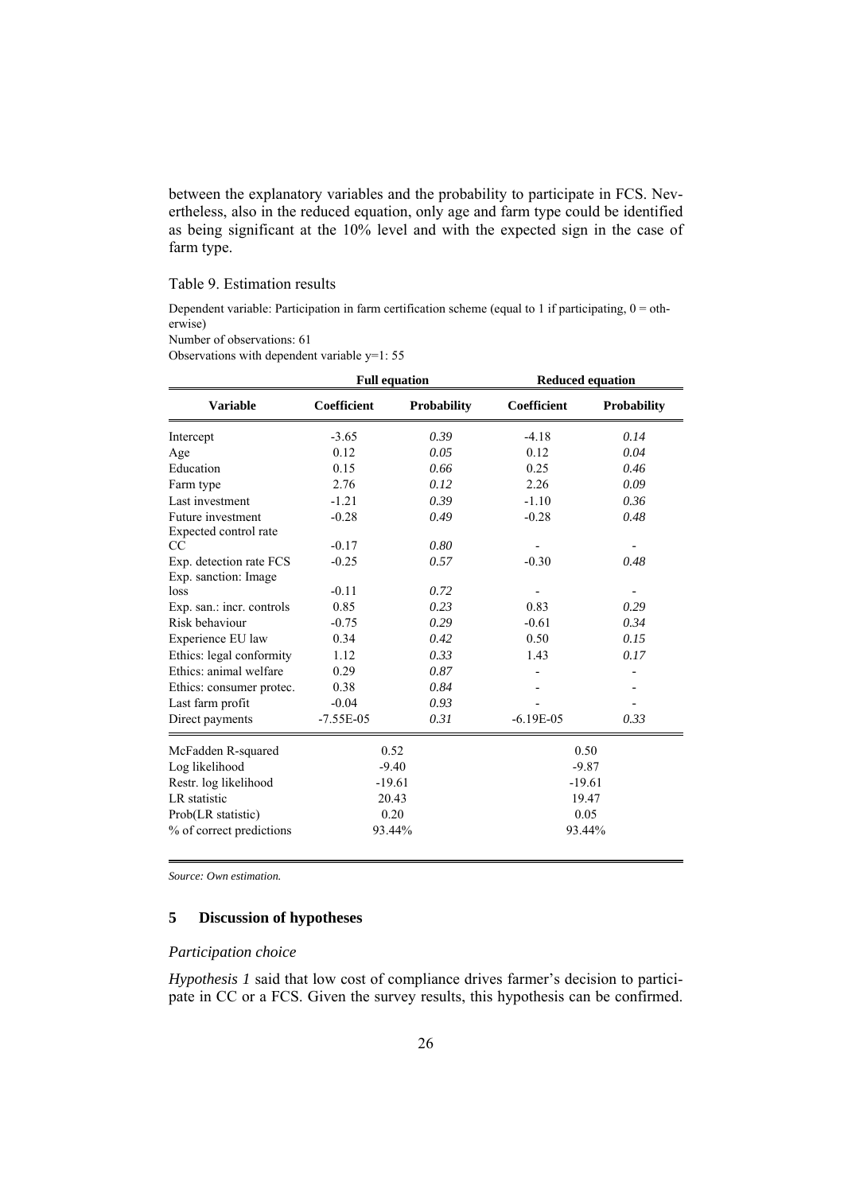between the explanatory variables and the probability to participate in FCS. Nevertheless, also in the reduced equation, only age and farm type could be identified as being significant at the 10% level and with the expected sign in the case of farm type.

Table 9. Estimation results

Dependent variable: Participation in farm certification scheme (equal to 1 if participating, 0 = otherwise)
Number of observations: 61
Observations with dependent variable y=1: 55

| | Full equation | | Reduced equation | |
|---|---|---|---|---|
| **Variable** | **Coefficient** | **Probability** | **Coefficient** | **Probability** |
| Intercept | -3.65 | *0.39* | -4.18 | *0.14* |
| Age | 0.12 | *0.05* | 0.12 | *0.04* |
| Education | 0.15 | *0.66* | 0.25 | *0.46* |
| Farm type | 2.76 | *0.12* | 2.26 | *0.09* |
| Last investment | -1.21 | *0.39* | -1.10 | *0.36* |
| Future investment | -0.28 | *0.49* | -0.28 | *0.48* |
| Expected control rate CC | -0.17 | *0.80* | - | - |
| Exp. detection rate FCS | -0.25 | *0.57* | -0.30 | *0.48* |
| Exp. sanction: Image loss | -0.11 | *0.72* | - | - |
| Exp. san.: incr. controls | 0.85 | *0.23* | 0.83 | *0.29* |
| Risk behaviour | -0.75 | *0.29* | -0.61 | *0.34* |
| Experience EU law | 0.34 | *0.42* | 0.50 | *0.15* |
| Ethics: legal conformity | 1.12 | *0.33* | 1.43 | *0.17* |
| Ethics: animal welfare | 0.29 | *0.87* | - | - |
| Ethics: consumer protec. | 0.38 | *0.84* | - | - |
| Last farm profit | -0.04 | *0.93* | - | - |
| Direct payments | -7.55E-05 | *0.31* | -6.19E-05 | *0.33* |
| McFadden R-squared | 0.52 | | 0.50 | |
| Log likelihood | -9.40 | | -9.87 | |
| Restr. log likelihood | -19.61 | | -19.61 | |
| LR statistic | 20.43 | | 19.47 | |
| Prob(LR statistic) | 0.20 | | 0.05 | |
| % of correct predictions | 93.44% | | 93.44% | |

*Source: Own estimation.*

## 5 Discussion of hypotheses

### *Participation choice*

*Hypothesis 1* said that low cost of compliance drives farmer's decision to participate in CC or a FCS. Given the survey results, this hypothesis can be confirmed.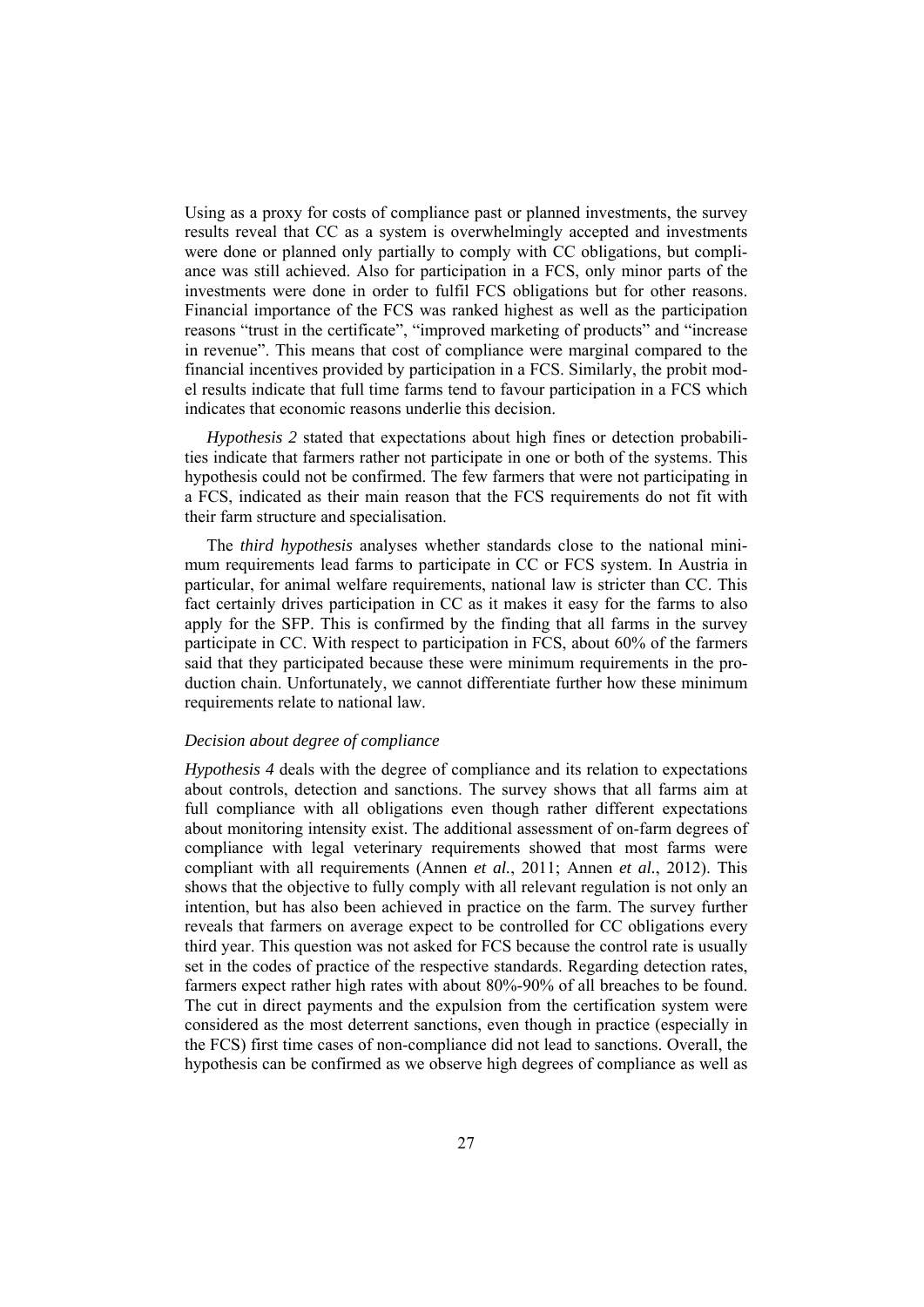Using as a proxy for costs of compliance past or planned investments, the survey results reveal that CC as a system is overwhelmingly accepted and investments were done or planned only partially to comply with CC obligations, but compliance was still achieved. Also for participation in a FCS, only minor parts of the investments were done in order to fulfil FCS obligations but for other reasons. Financial importance of the FCS was ranked highest as well as the participation reasons "trust in the certificate", "improved marketing of products" and "increase in revenue". This means that cost of compliance were marginal compared to the financial incentives provided by participation in a FCS. Similarly, the probit model results indicate that full time farms tend to favour participation in a FCS which indicates that economic reasons underlie this decision.

*Hypothesis 2* stated that expectations about high fines or detection probabilities indicate that farmers rather not participate in one or both of the systems. This hypothesis could not be confirmed. The few farmers that were not participating in a FCS, indicated as their main reason that the FCS requirements do not fit with their farm structure and specialisation.

The *third hypothesis* analyses whether standards close to the national minimum requirements lead farms to participate in CC or FCS system. In Austria in particular, for animal welfare requirements, national law is stricter than CC. This fact certainly drives participation in CC as it makes it easy for the farms to also apply for the SFP. This is confirmed by the finding that all farms in the survey participate in CC. With respect to participation in FCS, about 60% of the farmers said that they participated because these were minimum requirements in the production chain. Unfortunately, we cannot differentiate further how these minimum requirements relate to national law.

### *Decision about degree of compliance*

*Hypothesis 4* deals with the degree of compliance and its relation to expectations about controls, detection and sanctions. The survey shows that all farms aim at full compliance with all obligations even though rather different expectations about monitoring intensity exist. The additional assessment of on-farm degrees of compliance with legal veterinary requirements showed that most farms were compliant with all requirements (Annen *et al.*, 2011; Annen *et al.*, 2012). This shows that the objective to fully comply with all relevant regulation is not only an intention, but has also been achieved in practice on the farm. The survey further reveals that farmers on average expect to be controlled for CC obligations every third year. This question was not asked for FCS because the control rate is usually set in the codes of practice of the respective standards. Regarding detection rates, farmers expect rather high rates with about 80%-90% of all breaches to be found. The cut in direct payments and the expulsion from the certification system were considered as the most deterrent sanctions, even though in practice (especially in the FCS) first time cases of non-compliance did not lead to sanctions. Overall, the hypothesis can be confirmed as we observe high degrees of compliance as well as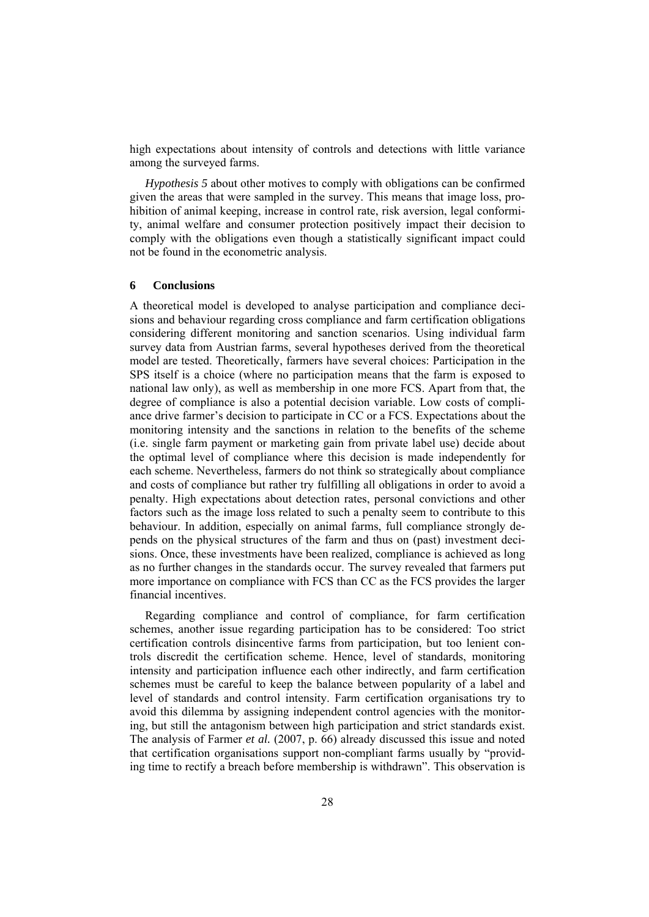high expectations about intensity of controls and detections with little variance among the surveyed farms.

*Hypothesis 5* about other motives to comply with obligations can be confirmed given the areas that were sampled in the survey. This means that image loss, prohibition of animal keeping, increase in control rate, risk aversion, legal conformity, animal welfare and consumer protection positively impact their decision to comply with the obligations even though a statistically significant impact could not be found in the econometric analysis.

## 6 Conclusions

A theoretical model is developed to analyse participation and compliance decisions and behaviour regarding cross compliance and farm certification obligations considering different monitoring and sanction scenarios. Using individual farm survey data from Austrian farms, several hypotheses derived from the theoretical model are tested. Theoretically, farmers have several choices: Participation in the SPS itself is a choice (where no participation means that the farm is exposed to national law only), as well as membership in one more FCS. Apart from that, the degree of compliance is also a potential decision variable. Low costs of compliance drive farmer's decision to participate in CC or a FCS. Expectations about the monitoring intensity and the sanctions in relation to the benefits of the scheme (i.e. single farm payment or marketing gain from private label use) decide about the optimal level of compliance where this decision is made independently for each scheme. Nevertheless, farmers do not think so strategically about compliance and costs of compliance but rather try fulfilling all obligations in order to avoid a penalty. High expectations about detection rates, personal convictions and other factors such as the image loss related to such a penalty seem to contribute to this behaviour. In addition, especially on animal farms, full compliance strongly depends on the physical structures of the farm and thus on (past) investment decisions. Once, these investments have been realized, compliance is achieved as long as no further changes in the standards occur. The survey revealed that farmers put more importance on compliance with FCS than CC as the FCS provides the larger financial incentives.

Regarding compliance and control of compliance, for farm certification schemes, another issue regarding participation has to be considered: Too strict certification controls disincentive farms from participation, but too lenient controls discredit the certification scheme. Hence, level of standards, monitoring intensity and participation influence each other indirectly, and farm certification schemes must be careful to keep the balance between popularity of a label and level of standards and control intensity. Farm certification organisations try to avoid this dilemma by assigning independent control agencies with the monitoring, but still the antagonism between high participation and strict standards exist. The analysis of Farmer *et al.* (2007, p. 66) already discussed this issue and noted that certification organisations support non-compliant farms usually by "providing time to rectify a breach before membership is withdrawn". This observation is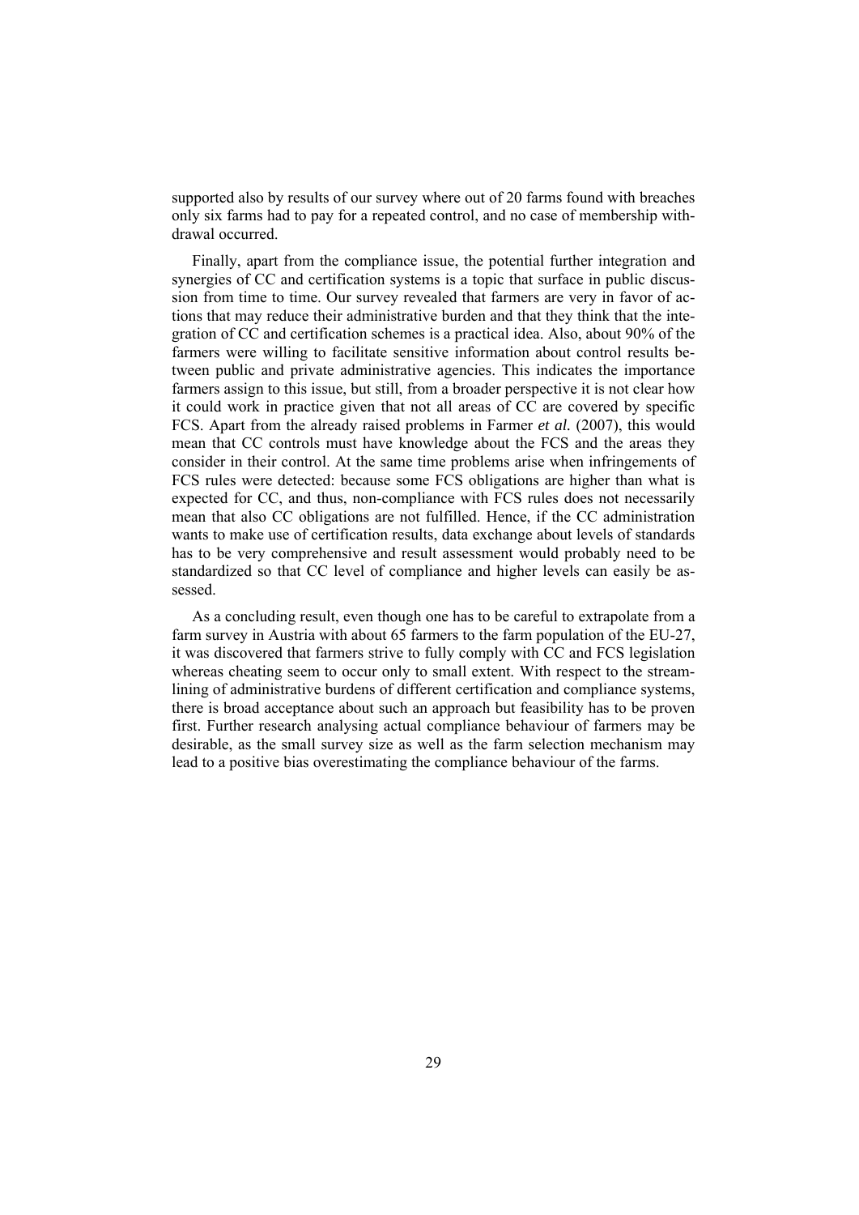supported also by results of our survey where out of 20 farms found with breaches only six farms had to pay for a repeated control, and no case of membership withdrawal occurred.

Finally, apart from the compliance issue, the potential further integration and synergies of CC and certification systems is a topic that surface in public discussion from time to time. Our survey revealed that farmers are very in favor of actions that may reduce their administrative burden and that they think that the integration of CC and certification schemes is a practical idea. Also, about 90% of the farmers were willing to facilitate sensitive information about control results between public and private administrative agencies. This indicates the importance farmers assign to this issue, but still, from a broader perspective it is not clear how it could work in practice given that not all areas of CC are covered by specific FCS. Apart from the already raised problems in Farmer *et al.* (2007), this would mean that CC controls must have knowledge about the FCS and the areas they consider in their control. At the same time problems arise when infringements of FCS rules were detected: because some FCS obligations are higher than what is expected for CC, and thus, non-compliance with FCS rules does not necessarily mean that also CC obligations are not fulfilled. Hence, if the CC administration wants to make use of certification results, data exchange about levels of standards has to be very comprehensive and result assessment would probably need to be standardized so that CC level of compliance and higher levels can easily be assessed.

As a concluding result, even though one has to be careful to extrapolate from a farm survey in Austria with about 65 farmers to the farm population of the EU-27, it was discovered that farmers strive to fully comply with CC and FCS legislation whereas cheating seem to occur only to small extent. With respect to the streamlining of administrative burdens of different certification and compliance systems, there is broad acceptance about such an approach but feasibility has to be proven first. Further research analysing actual compliance behaviour of farmers may be desirable, as the small survey size as well as the farm selection mechanism may lead to a positive bias overestimating the compliance behaviour of the farms.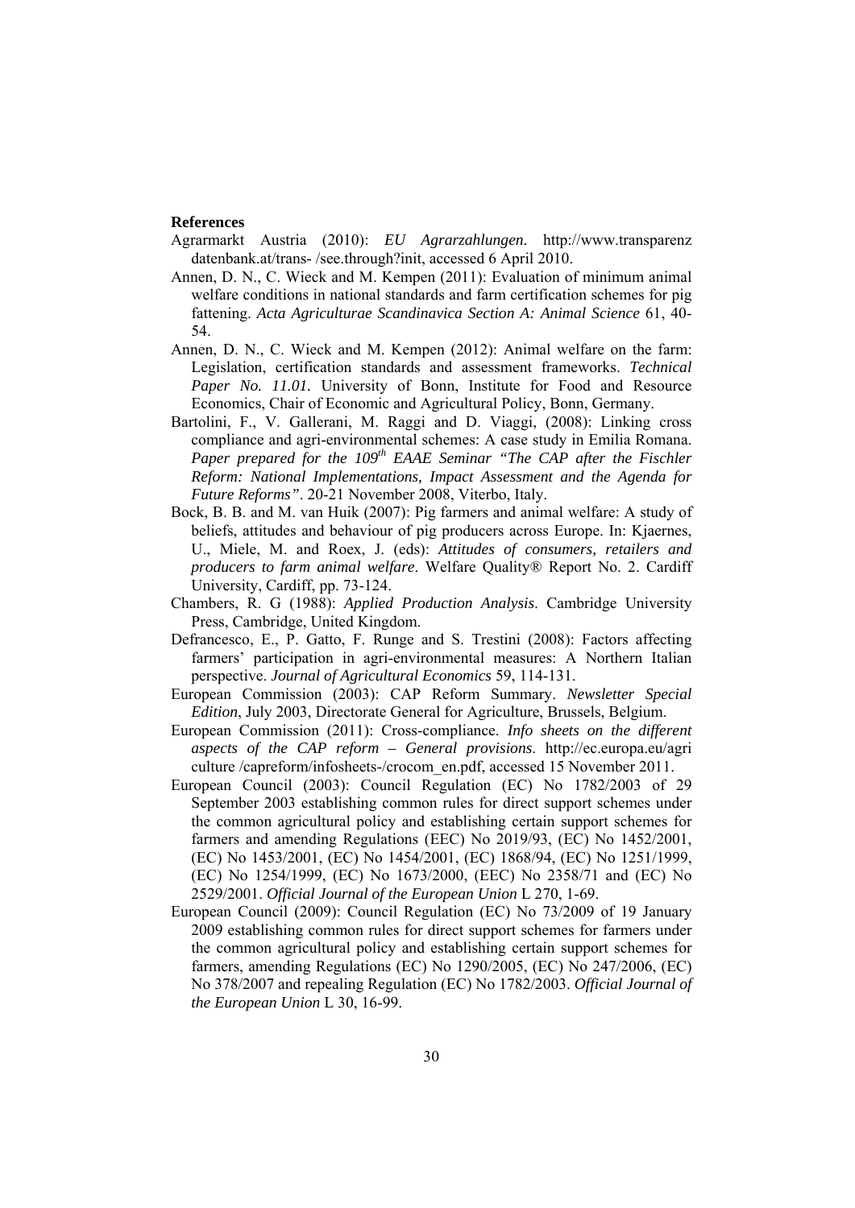**References**

Agrarmarkt Austria (2010): *EU Agrarzahlungen.* http://www.transparenz datenbank.at/trans- /see.through?init, accessed 6 April 2010.

Annen, D. N., C. Wieck and M. Kempen (2011): Evaluation of minimum animal welfare conditions in national standards and farm certification schemes for pig fattening. *Acta Agriculturae Scandinavica Section A: Animal Science* 61, 40-54.

Annen, D. N., C. Wieck and M. Kempen (2012): Animal welfare on the farm: Legislation, certification standards and assessment frameworks. *Technical Paper No. 11.01.* University of Bonn, Institute for Food and Resource Economics, Chair of Economic and Agricultural Policy, Bonn, Germany.

Bartolini, F., V. Gallerani, M. Raggi and D. Viaggi, (2008): Linking cross compliance and agri-environmental schemes: A case study in Emilia Romana. *Paper prepared for the 109th EAAE Seminar "The CAP after the Fischler Reform: National Implementations, Impact Assessment and the Agenda for Future Reforms"*. 20-21 November 2008, Viterbo, Italy.

Bock, B. B. and M. van Huik (2007): Pig farmers and animal welfare: A study of beliefs, attitudes and behaviour of pig producers across Europe. In: Kjaernes, U., Miele, M. and Roex, J. (eds): *Attitudes of consumers, retailers and producers to farm animal welfare*. Welfare Quality® Report No. 2. Cardiff University, Cardiff, pp. 73-124.

Chambers, R. G (1988): *Applied Production Analysis*. Cambridge University Press, Cambridge, United Kingdom.

Defrancesco, E., P. Gatto, F. Runge and S. Trestini (2008): Factors affecting farmers' participation in agri-environmental measures: A Northern Italian perspective. *Journal of Agricultural Economics* 59, 114-131.

European Commission (2003): CAP Reform Summary. *Newsletter Special Edition*, July 2003, Directorate General for Agriculture, Brussels, Belgium.

European Commission (2011): Cross-compliance. *Info sheets on the different aspects of the CAP reform – General provisions*. http://ec.europa.eu/agri culture /capreform/infosheets-/crocom_en.pdf, accessed 15 November 2011.

European Council (2003): Council Regulation (EC) No 1782/2003 of 29 September 2003 establishing common rules for direct support schemes under the common agricultural policy and establishing certain support schemes for farmers and amending Regulations (EEC) No 2019/93, (EC) No 1452/2001, (EC) No 1453/2001, (EC) No 1454/2001, (EC) 1868/94, (EC) No 1251/1999, (EC) No 1254/1999, (EC) No 1673/2000, (EEC) No 2358/71 and (EC) No 2529/2001. *Official Journal of the European Union* L 270, 1-69.

European Council (2009): Council Regulation (EC) No 73/2009 of 19 January 2009 establishing common rules for direct support schemes for farmers under the common agricultural policy and establishing certain support schemes for farmers, amending Regulations (EC) No 1290/2005, (EC) No 247/2006, (EC) No 378/2007 and repealing Regulation (EC) No 1782/2003. *Official Journal of the European Union* L 30, 16-99.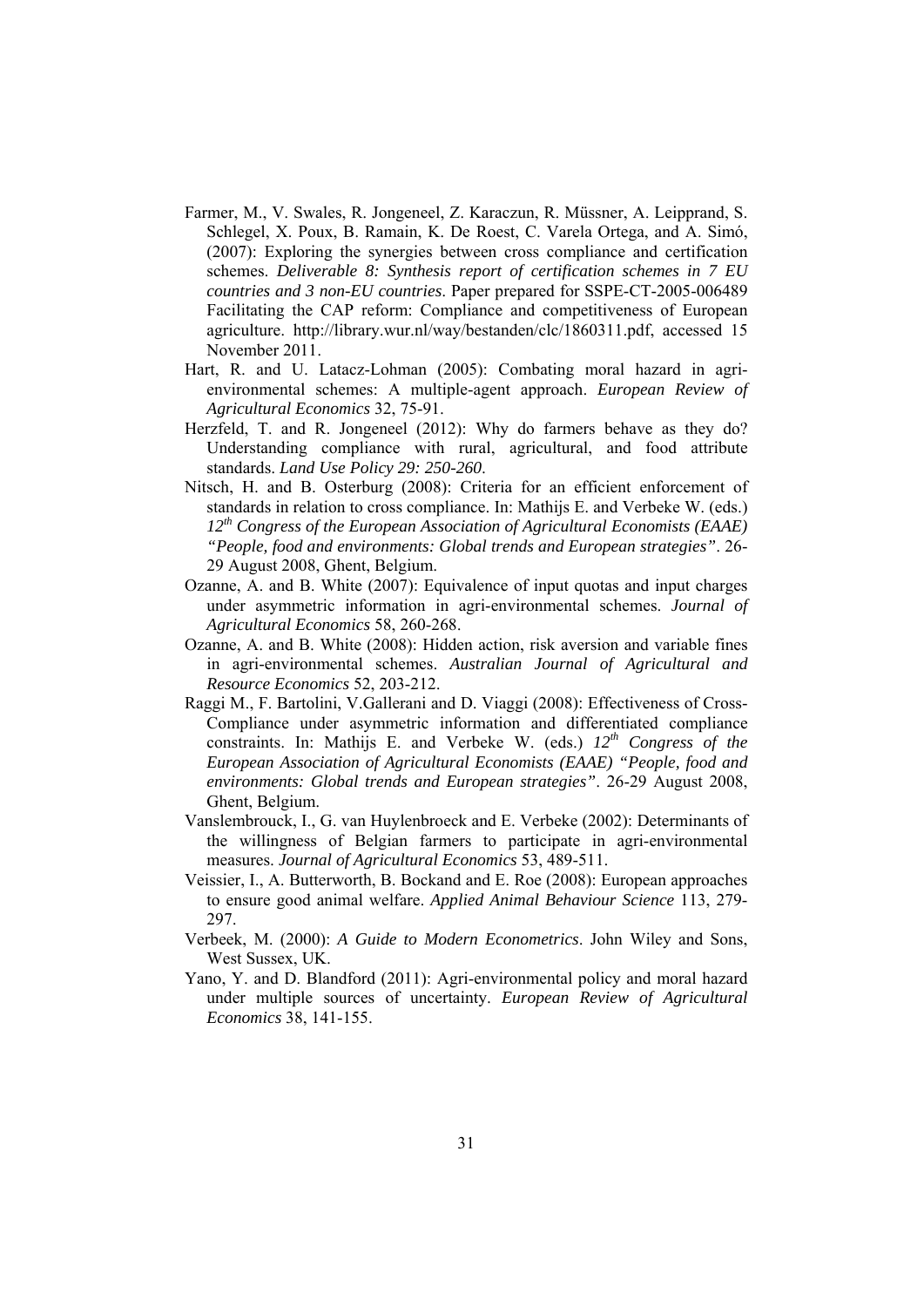Farmer, M., V. Swales, R. Jongeneel, Z. Karaczun, R. Müssner, A. Leipprand, S. Schlegel, X. Poux, B. Ramain, K. De Roest, C. Varela Ortega, and A. Simó, (2007): Exploring the synergies between cross compliance and certification schemes. *Deliverable 8: Synthesis report of certification schemes in 7 EU countries and 3 non-EU countries*. Paper prepared for SSPE-CT-2005-006489 Facilitating the CAP reform: Compliance and competitiveness of European agriculture. http://library.wur.nl/way/bestanden/clc/1860311.pdf, accessed 15 November 2011.

Hart, R. and U. Latacz-Lohman (2005): Combating moral hazard in agri-environmental schemes: A multiple-agent approach. *European Review of Agricultural Economics* 32, 75-91.

Herzfeld, T. and R. Jongeneel (2012): Why do farmers behave as they do? Understanding compliance with rural, agricultural, and food attribute standards. *Land Use Policy 29: 250-260*.

Nitsch, H. and B. Osterburg (2008): Criteria for an efficient enforcement of standards in relation to cross compliance. In: Mathijs E. and Verbeke W. (eds.) *12th Congress of the European Association of Agricultural Economists (EAAE) "People, food and environments: Global trends and European strategies"*. 26-29 August 2008, Ghent, Belgium.

Ozanne, A. and B. White (2007): Equivalence of input quotas and input charges under asymmetric information in agri-environmental schemes. *Journal of Agricultural Economics* 58, 260-268.

Ozanne, A. and B. White (2008): Hidden action, risk aversion and variable fines in agri-environmental schemes. *Australian Journal of Agricultural and Resource Economics* 52, 203-212.

Raggi M., F. Bartolini, V.Gallerani and D. Viaggi (2008): Effectiveness of Cross-Compliance under asymmetric information and differentiated compliance constraints. In: Mathijs E. and Verbeke W. (eds.) *12th Congress of the European Association of Agricultural Economists (EAAE) "People, food and environments: Global trends and European strategies"*. 26-29 August 2008, Ghent, Belgium.

Vanslembrouck, I., G. van Huylenbroeck and E. Verbeke (2002): Determinants of the willingness of Belgian farmers to participate in agri-environmental measures. *Journal of Agricultural Economics* 53, 489-511.

Veissier, I., A. Butterworth, B. Bockand and E. Roe (2008): European approaches to ensure good animal welfare. *Applied Animal Behaviour Science* 113, 279-297.

Verbeek, M. (2000): *A Guide to Modern Econometrics*. John Wiley and Sons, West Sussex, UK.

Yano, Y. and D. Blandford (2011): Agri-environmental policy and moral hazard under multiple sources of uncertainty. *European Review of Agricultural Economics* 38, 141-155.